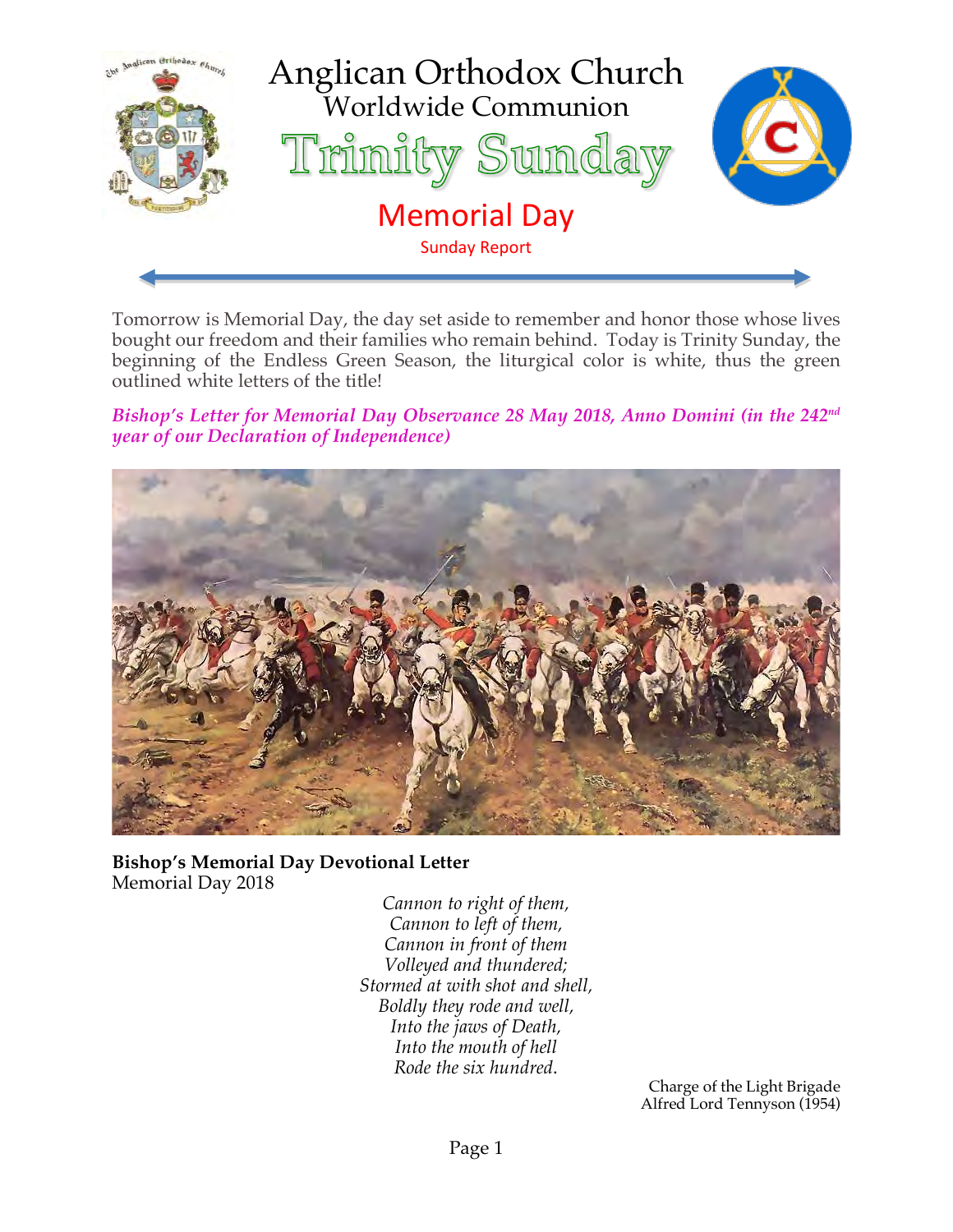# Anglican Orthodox Church

## Worldwide Communion

# Trinity Sunday

## Memorial Day

Sunday Report

Tomorrow is Memorial Day, the day set aside to remember and honor those whose lives bought our freedom and their families who remain behind. Today is Trinity Sunday, the beginning of the Endless Green Season, the liturgical color is white, thus the green outlined white letters of the title!

***Bishop's Letter for Memorial Day Observance 28 May 2018, Anno Domini (in the 242nd year of our Declaration of Independence)***

**Bishop's Memorial Day Devotional Letter**
Memorial Day 2018

*Cannon to right of them,*
*Cannon to left of them,*
*Cannon in front of them*
*Volleyed and thundered;*
*Stormed at with shot and shell,*
*Boldly they rode and well,*
*Into the jaws of Death,*
*Into the mouth of hell*
*Rode the six hundred.*

Charge of the Light Brigade
Alfred Lord Tennyson (1954)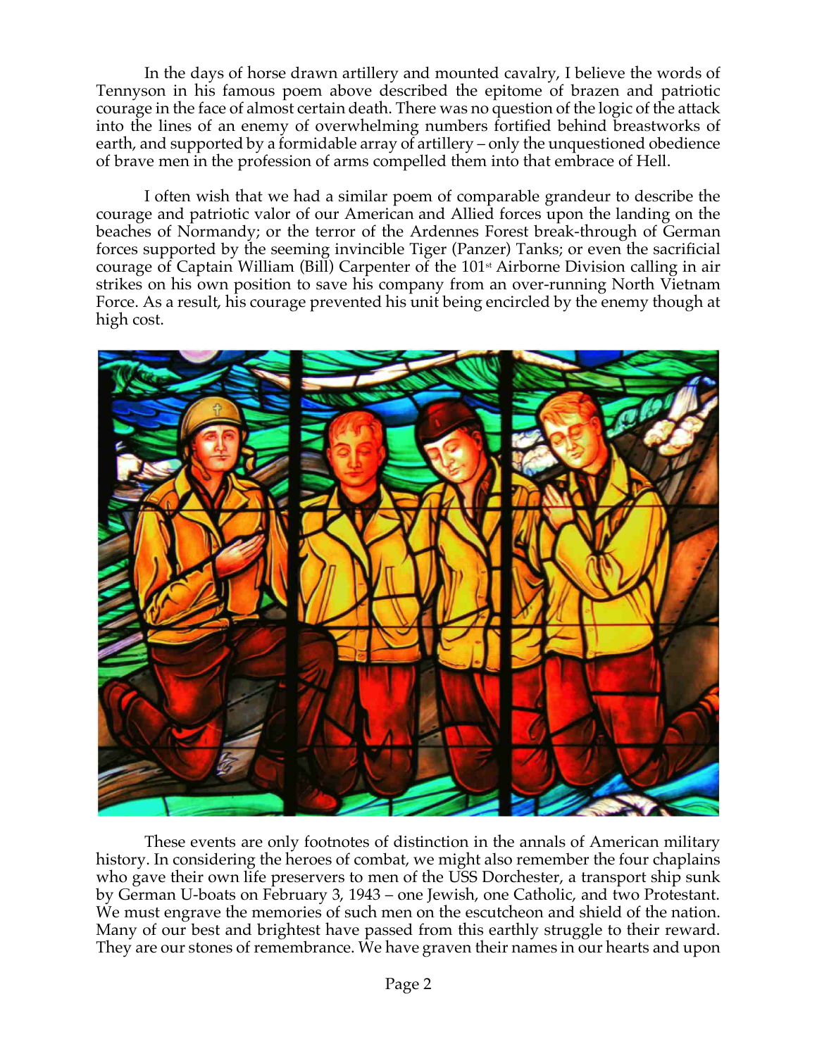In the days of horse drawn artillery and mounted cavalry, I believe the words of Tennyson in his famous poem above described the epitome of brazen and patriotic courage in the face of almost certain death. There was no question of the logic of the attack into the lines of an enemy of overwhelming numbers fortified behind breastworks of earth, and supported by a formidable array of artillery – only the unquestioned obedience of brave men in the profession of arms compelled them into that embrace of Hell.

I often wish that we had a similar poem of comparable grandeur to describe the courage and patriotic valor of our American and Allied forces upon the landing on the beaches of Normandy; or the terror of the Ardennes Forest break-through of German forces supported by the seeming invincible Tiger (Panzer) Tanks; or even the sacrificial courage of Captain William (Bill) Carpenter of the 101st Airborne Division calling in air strikes on his own position to save his company from an over-running North Vietnam Force. As a result, his courage prevented his unit being encircled by the enemy though at high cost.

These events are only footnotes of distinction in the annals of American military history. In considering the heroes of combat, we might also remember the four chaplains who gave their own life preservers to men of the USS Dorchester, a transport ship sunk by German U-boats on February 3, 1943 – one Jewish, one Catholic, and two Protestant. We must engrave the memories of such men on the escutcheon and shield of the nation. Many of our best and brightest have passed from this earthly struggle to their reward. They are our stones of remembrance. We have graven their names in our hearts and upon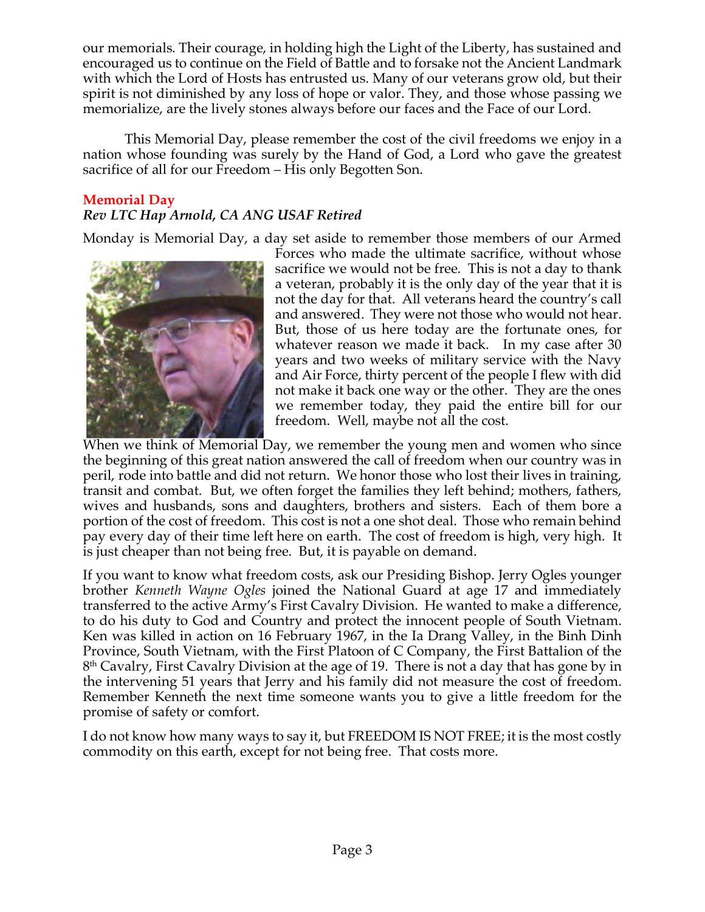our memorials. Their courage, in holding high the Light of the Liberty, has sustained and encouraged us to continue on the Field of Battle and to forsake not the Ancient Landmark with which the Lord of Hosts has entrusted us. Many of our veterans grow old, but their spirit is not diminished by any loss of hope or valor. They, and those whose passing we memorialize, are the lively stones always before our faces and the Face of our Lord.

This Memorial Day, please remember the cost of the civil freedoms we enjoy in a nation whose founding was surely by the Hand of God, a Lord who gave the greatest sacrifice of all for our Freedom – His only Begotten Son.

## Memorial Day

*Rev LTC Hap Arnold, CA ANG USAF Retired*

Monday is Memorial Day, a day set aside to remember those members of our Armed Forces who made the ultimate sacrifice, without whose sacrifice we would not be free. This is not a day to thank a veteran, probably it is the only day of the year that it is not the day for that. All veterans heard the country's call and answered. They were not those who would not hear. But, those of us here today are the fortunate ones, for whatever reason we made it back. In my case after 30 years and two weeks of military service with the Navy and Air Force, thirty percent of the people I flew with did not make it back one way or the other. They are the ones we remember today, they paid the entire bill for our freedom. Well, maybe not all the cost.

When we think of Memorial Day, we remember the young men and women who since the beginning of this great nation answered the call of freedom when our country was in peril, rode into battle and did not return. We honor those who lost their lives in training, transit and combat. But, we often forget the families they left behind; mothers, fathers, wives and husbands, sons and daughters, brothers and sisters. Each of them bore a portion of the cost of freedom. This cost is not a one shot deal. Those who remain behind pay every day of their time left here on earth. The cost of freedom is high, very high. It is just cheaper than not being free. But, it is payable on demand.

If you want to know what freedom costs, ask our Presiding Bishop. Jerry Ogles younger brother *Kenneth Wayne Ogles* joined the National Guard at age 17 and immediately transferred to the active Army's First Cavalry Division. He wanted to make a difference, to do his duty to God and Country and protect the innocent people of South Vietnam. Ken was killed in action on 16 February 1967, in the Ia Drang Valley, in the Binh Dinh Province, South Vietnam, with the First Platoon of C Company, the First Battalion of the 8th Cavalry, First Cavalry Division at the age of 19. There is not a day that has gone by in the intervening 51 years that Jerry and his family did not measure the cost of freedom. Remember Kenneth the next time someone wants you to give a little freedom for the promise of safety or comfort.

I do not know how many ways to say it, but FREEDOM IS NOT FREE; it is the most costly commodity on this earth, except for not being free. That costs more.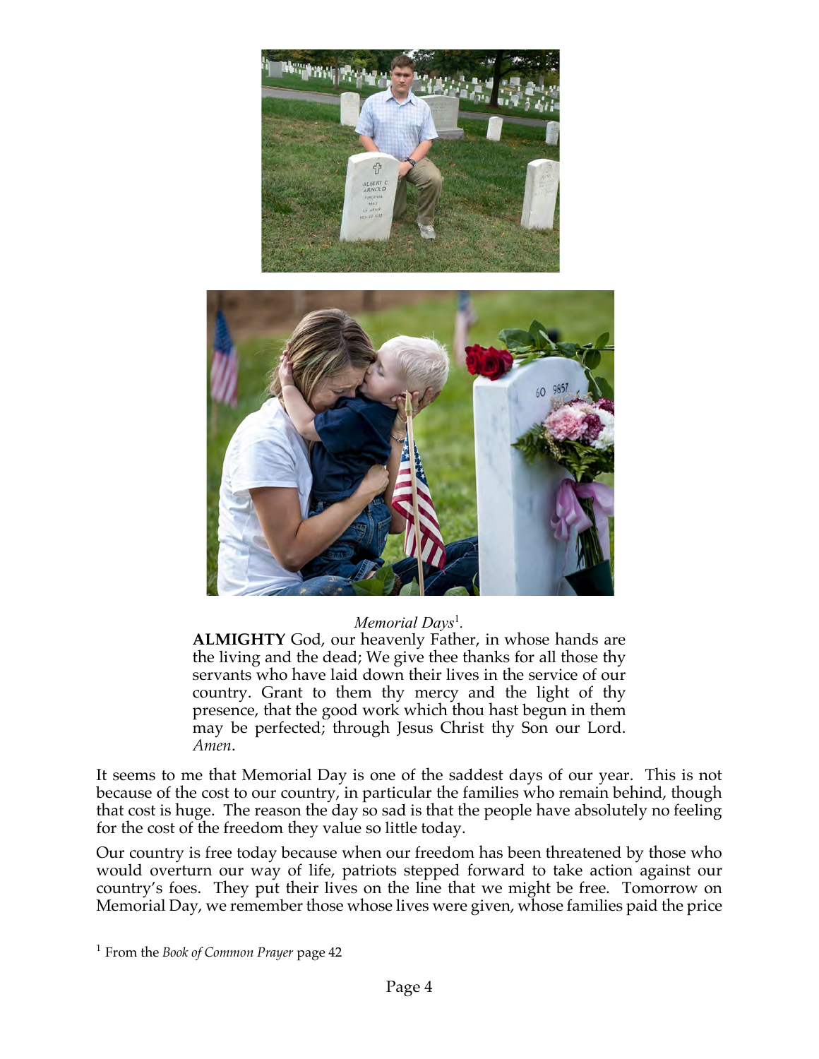*Memorial Days*[1].

**ALMIGHTY** God, our heavenly Father, in whose hands are the living and the dead; We give thee thanks for all those thy servants who have laid down their lives in the service of our country. Grant to them thy mercy and the light of thy presence, that the good work which thou hast begun in them may be perfected; through Jesus Christ thy Son our Lord. *Amen*.

It seems to me that Memorial Day is one of the saddest days of our year. This is not because of the cost to our country, in particular the families who remain behind, though that cost is huge. The reason the day so sad is that the people have absolutely no feeling for the cost of the freedom they value so little today.

Our country is free today because when our freedom has been threatened by those who would overturn our way of life, patriots stepped forward to take action against our country's foes. They put their lives on the line that we might be free. Tomorrow on Memorial Day, we remember those whose lives were given, whose families paid the price

[1] From the *Book of Common Prayer* page 42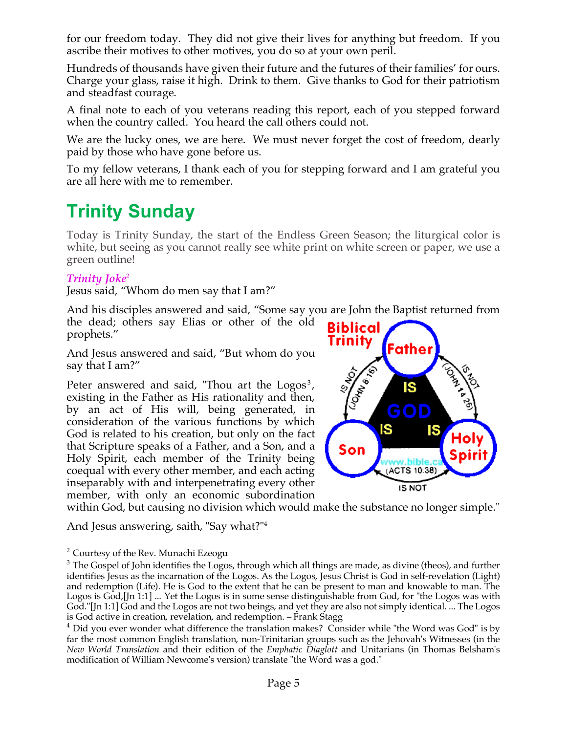for our freedom today. They did not give their lives for anything but freedom. If you ascribe their motives to other motives, you do so at your own peril.

Hundreds of thousands have given their future and the futures of their families' for ours. Charge your glass, raise it high. Drink to them. Give thanks to God for their patriotism and steadfast courage.

A final note to each of you veterans reading this report, each of you stepped forward when the country called. You heard the call others could not.

We are the lucky ones, we are here. We must never forget the cost of freedom, dearly paid by those who have gone before us.

To my fellow veterans, I thank each of you for stepping forward and I am grateful you are all here with me to remember.

# Trinity Sunday

Today is Trinity Sunday, the start of the Endless Green Season; the liturgical color is white, but seeing as you cannot really see white print on white screen or paper, we use a green outline!

***Trinity Joke***[2]

Jesus said, "Whom do men say that I am?"

And his disciples answered and said, "Some say you are John the Baptist returned from the dead; others say Elias or other of the old prophets."

And Jesus answered and said, "But whom do you say that I am?"

Peter answered and said, "Thou art the Logos[3], existing in the Father as His rationality and then, by an act of His will, being generated, in consideration of the various functions by which God is related to his creation, but only on the fact that Scripture speaks of a Father, and a Son, and a Holy Spirit, each member of the Trinity being coequal with every other member, and each acting inseparably with and interpenetrating every other member, with only an economic subordination within God, but causing no division which would make the substance no longer simple."

And Jesus answering, saith, "Say what?"[4]

---

[2] Courtesy of the Rev. Munachi Ezeogu

[3] The Gospel of John identifies the Logos, through which all things are made, as divine (theos), and further identifies Jesus as the incarnation of the Logos. As the Logos, Jesus Christ is God in self-revelation (Light) and redemption (Life). He is God to the extent that he can be present to man and knowable to man. The Logos is God,[Jn 1:1] ... Yet the Logos is in some sense distinguishable from God, for "the Logos was with God."[Jn 1:1] God and the Logos are not two beings, and yet they are also not simply identical. ... The Logos is God active in creation, revelation, and redemption. – Frank Stagg

[4] Did you ever wonder what difference the translation makes? Consider while "the Word was God" is by far the most common English translation, non-Trinitarian groups such as the Jehovah's Witnesses (in the *New World Translation* and their edition of the *Emphatic Diaglott* and Unitarians (in Thomas Belsham's modification of William Newcome's version) translate "the Word was a god."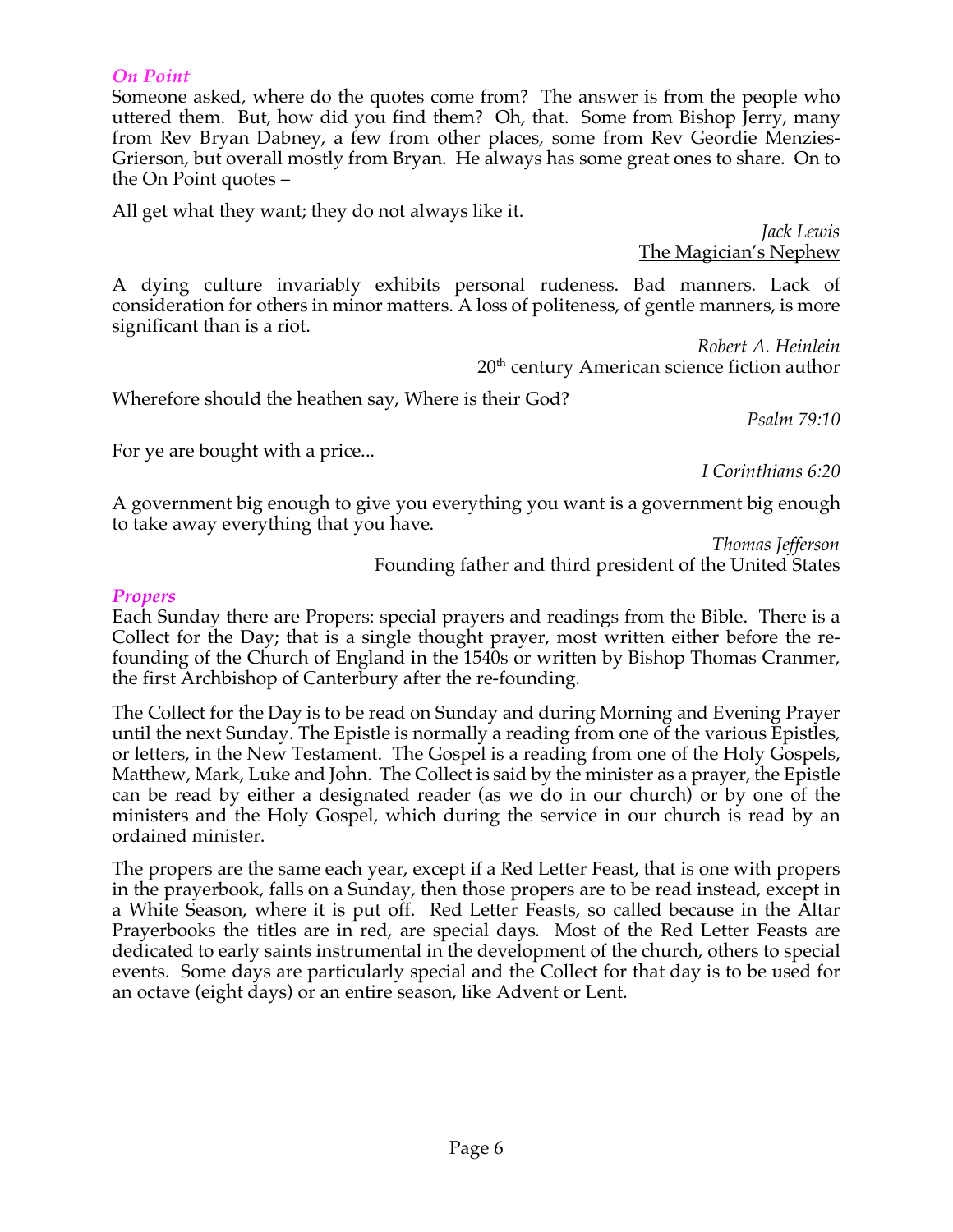### *On Point*

Someone asked, where do the quotes come from? The answer is from the people who uttered them. But, how did you find them? Oh, that. Some from Bishop Jerry, many from Rev Bryan Dabney, a few from other places, some from Rev Geordie Menzies-Grierson, but overall mostly from Bryan. He always has some great ones to share. On to the On Point quotes –

All get what they want; they do not always like it.

*Jack Lewis*
The Magician's Nephew

A dying culture invariably exhibits personal rudeness. Bad manners. Lack of consideration for others in minor matters. A loss of politeness, of gentle manners, is more significant than is a riot.

*Robert A. Heinlein*
20th century American science fiction author

Wherefore should the heathen say, Where is their God?

*Psalm 79:10*

For ye are bought with a price...

*I Corinthians 6:20*

A government big enough to give you everything you want is a government big enough to take away everything that you have.

*Thomas Jefferson*
Founding father and third president of the United States

### *Propers*

Each Sunday there are Propers: special prayers and readings from the Bible. There is a Collect for the Day; that is a single thought prayer, most written either before the re-founding of the Church of England in the 1540s or written by Bishop Thomas Cranmer, the first Archbishop of Canterbury after the re-founding.

The Collect for the Day is to be read on Sunday and during Morning and Evening Prayer until the next Sunday. The Epistle is normally a reading from one of the various Epistles, or letters, in the New Testament. The Gospel is a reading from one of the Holy Gospels, Matthew, Mark, Luke and John. The Collect is said by the minister as a prayer, the Epistle can be read by either a designated reader (as we do in our church) or by one of the ministers and the Holy Gospel, which during the service in our church is read by an ordained minister.

The propers are the same each year, except if a Red Letter Feast, that is one with propers in the prayerbook, falls on a Sunday, then those propers are to be read instead, except in a White Season, where it is put off. Red Letter Feasts, so called because in the Altar Prayerbooks the titles are in red, are special days. Most of the Red Letter Feasts are dedicated to early saints instrumental in the development of the church, others to special events. Some days are particularly special and the Collect for that day is to be used for an octave (eight days) or an entire season, like Advent or Lent.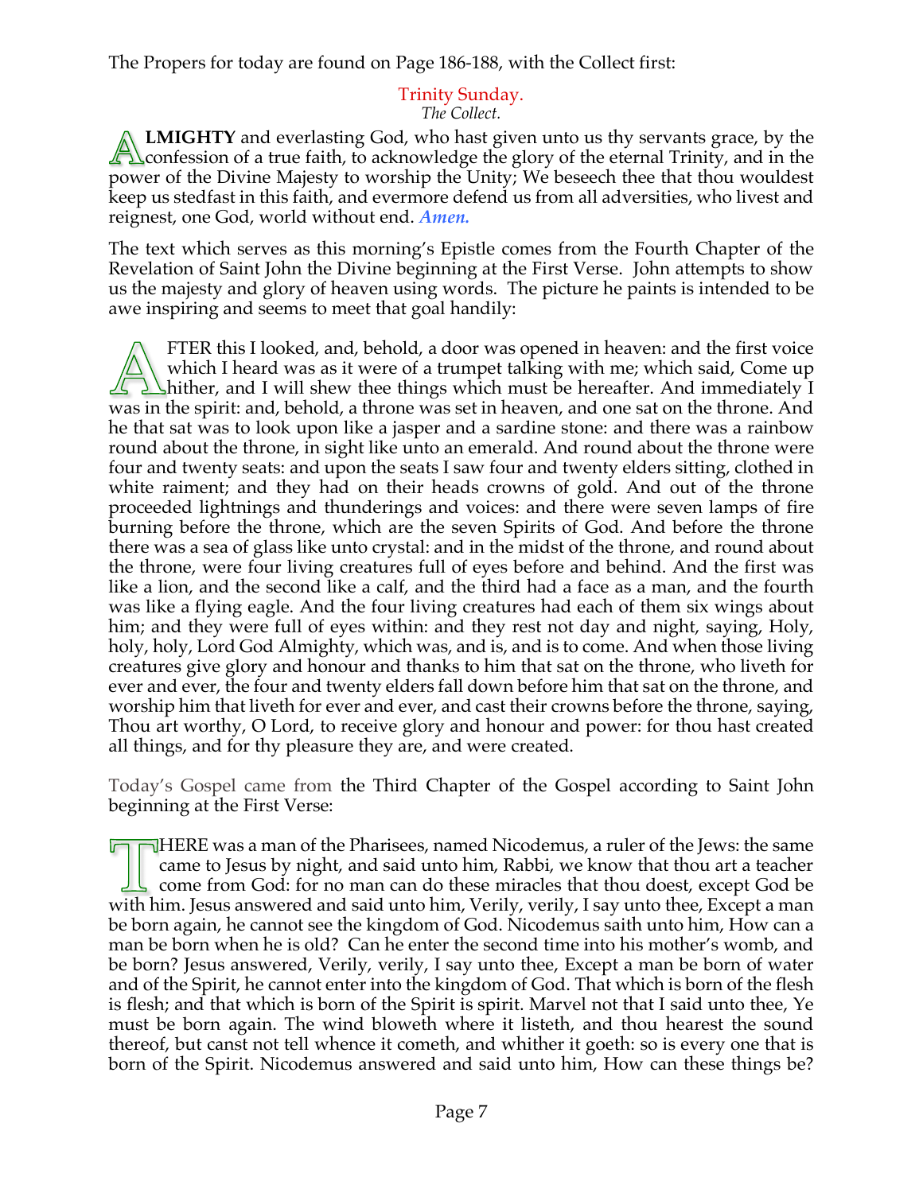The Propers for today are found on Page 186-188, with the Collect first:

## Trinity Sunday.

*The Collect.*

**ALMIGHTY** and everlasting God, who hast given unto us thy servants grace, by the confession of a true faith, to acknowledge the glory of the eternal Trinity, and in the power of the Divine Majesty to worship the Unity; We beseech thee that thou wouldest keep us stedfast in this faith, and evermore defend us from all adversities, who livest and reignest, one God, world without end. ***Amen.***

The text which serves as this morning's Epistle comes from the Fourth Chapter of the Revelation of Saint John the Divine beginning at the First Verse. John attempts to show us the majesty and glory of heaven using words. The picture he paints is intended to be awe inspiring and seems to meet that goal handily:

AFTER this I looked, and, behold, a door was opened in heaven: and the first voice which I heard was as it were of a trumpet talking with me; which said, Come up hither, and I will shew thee things which must be hereafter. And immediately I was in the spirit: and, behold, a throne was set in heaven, and one sat on the throne. And he that sat was to look upon like a jasper and a sardine stone: and there was a rainbow round about the throne, in sight like unto an emerald. And round about the throne were four and twenty seats: and upon the seats I saw four and twenty elders sitting, clothed in white raiment; and they had on their heads crowns of gold. And out of the throne proceeded lightnings and thunderings and voices: and there were seven lamps of fire burning before the throne, which are the seven Spirits of God. And before the throne there was a sea of glass like unto crystal: and in the midst of the throne, and round about the throne, were four living creatures full of eyes before and behind. And the first was like a lion, and the second like a calf, and the third had a face as a man, and the fourth was like a flying eagle. And the four living creatures had each of them six wings about him; and they were full of eyes within: and they rest not day and night, saying, Holy, holy, holy, Lord God Almighty, which was, and is, and is to come. And when those living creatures give glory and honour and thanks to him that sat on the throne, who liveth for ever and ever, the four and twenty elders fall down before him that sat on the throne, and worship him that liveth for ever and ever, and cast their crowns before the throne, saying, Thou art worthy, O Lord, to receive glory and honour and power: for thou hast created all things, and for thy pleasure they are, and were created.

Today's Gospel came from the Third Chapter of the Gospel according to Saint John beginning at the First Verse:

THERE was a man of the Pharisees, named Nicodemus, a ruler of the Jews: the same came to Jesus by night, and said unto him, Rabbi, we know that thou art a teacher come from God: for no man can do these miracles that thou doest, except God be with him. Jesus answered and said unto him, Verily, verily, I say unto thee, Except a man be born again, he cannot see the kingdom of God. Nicodemus saith unto him, How can a man be born when he is old? Can he enter the second time into his mother's womb, and be born? Jesus answered, Verily, verily, I say unto thee, Except a man be born of water and of the Spirit, he cannot enter into the kingdom of God. That which is born of the flesh is flesh; and that which is born of the Spirit is spirit. Marvel not that I said unto thee, Ye must be born again. The wind bloweth where it listeth, and thou hearest the sound thereof, but canst not tell whence it cometh, and whither it goeth: so is every one that is born of the Spirit. Nicodemus answered and said unto him, How can these things be?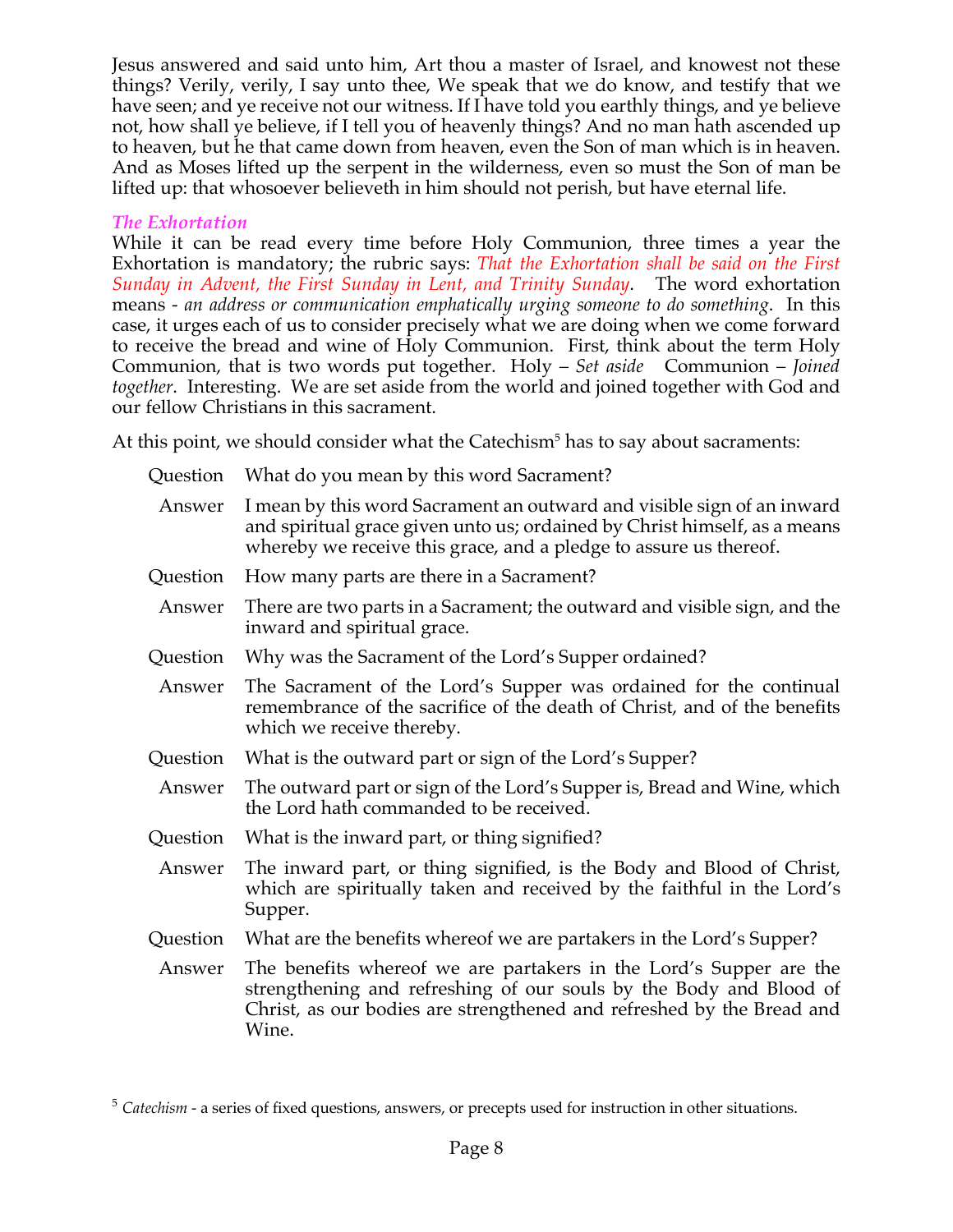Jesus answered and said unto him, Art thou a master of Israel, and knowest not these things? Verily, verily, I say unto thee, We speak that we do know, and testify that we have seen; and ye receive not our witness. If I have told you earthly things, and ye believe not, how shall ye believe, if I tell you of heavenly things? And no man hath ascended up to heaven, but he that came down from heaven, even the Son of man which is in heaven. And as Moses lifted up the serpent in the wilderness, even so must the Son of man be lifted up: that whosoever believeth in him should not perish, but have eternal life.

### *The Exhortation*

While it can be read every time before Holy Communion, three times a year the Exhortation is mandatory; the rubric says: *That the Exhortation shall be said on the First Sunday in Advent, the First Sunday in Lent, and Trinity Sunday*. The word exhortation means - *an address or communication emphatically urging someone to do something*. In this case, it urges each of us to consider precisely what we are doing when we come forward to receive the bread and wine of Holy Communion. First, think about the term Holy Communion, that is two words put together. Holy – *Set aside* Communion – *Joined together*. Interesting. We are set aside from the world and joined together with God and our fellow Christians in this sacrament.

At this point, we should consider what the Catechism[5] has to say about sacraments:

**Question** What do you mean by this word Sacrament?

**Answer** I mean by this word Sacrament an outward and visible sign of an inward and spiritual grace given unto us; ordained by Christ himself, as a means whereby we receive this grace, and a pledge to assure us thereof.

**Question** How many parts are there in a Sacrament?

**Answer** There are two parts in a Sacrament; the outward and visible sign, and the inward and spiritual grace.

**Question** Why was the Sacrament of the Lord's Supper ordained?

**Answer** The Sacrament of the Lord's Supper was ordained for the continual remembrance of the sacrifice of the death of Christ, and of the benefits which we receive thereby.

**Question** What is the outward part or sign of the Lord's Supper?

**Answer** The outward part or sign of the Lord's Supper is, Bread and Wine, which the Lord hath commanded to be received.

**Question** What is the inward part, or thing signified?

**Answer** The inward part, or thing signified, is the Body and Blood of Christ, which are spiritually taken and received by the faithful in the Lord's Supper.

**Question** What are the benefits whereof we are partakers in the Lord's Supper?

**Answer** The benefits whereof we are partakers in the Lord's Supper are the strengthening and refreshing of our souls by the Body and Blood of Christ, as our bodies are strengthened and refreshed by the Bread and Wine.

---

[5] *Catechism* - a series of fixed questions, answers, or precepts used for instruction in other situations.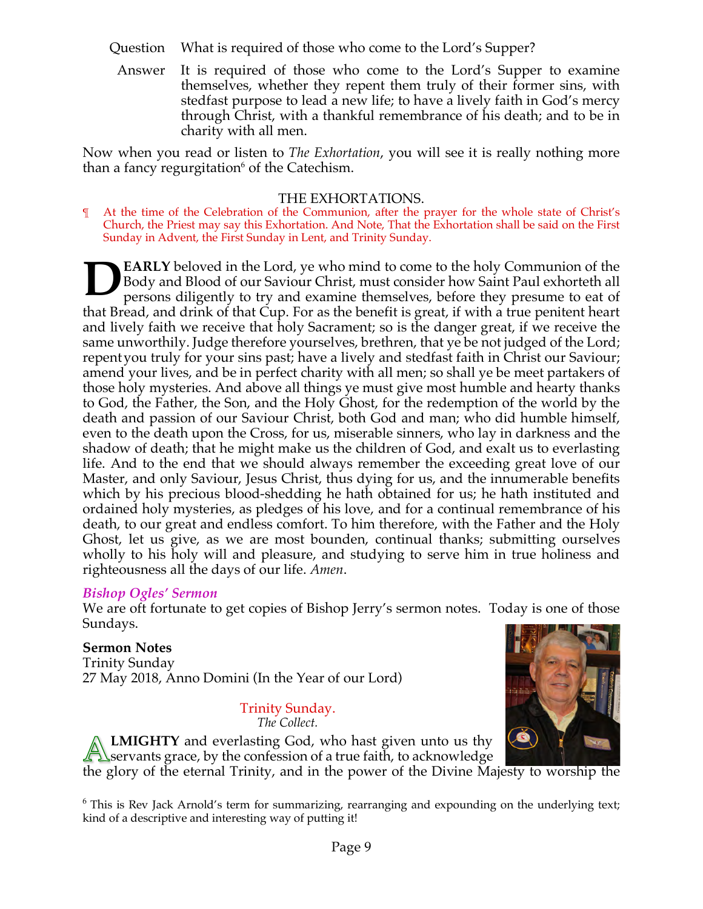Question What is required of those who come to the Lord's Supper?

Answer It is required of those who come to the Lord's Supper to examine themselves, whether they repent them truly of their former sins, with stedfast purpose to lead a new life; to have a lively faith in God's mercy through Christ, with a thankful remembrance of his death; and to be in charity with all men.

Now when you read or listen to *The Exhortation*, you will see it is really nothing more than a fancy regurgitation[6] of the Catechism.

THE EXHORTATIONS.

¶ At the time of the Celebration of the Communion, after the prayer for the whole state of Christ's Church, the Priest may say this Exhortation. And Note, That the Exhortation shall be said on the First Sunday in Advent, the First Sunday in Lent, and Trinity Sunday.

**DEARLY** beloved in the Lord, ye who mind to come to the holy Communion of the Body and Blood of our Saviour Christ, must consider how Saint Paul exhorteth all persons diligently to try and examine themselves, before they presume to eat of that Bread, and drink of that Cup. For as the benefit is great, if with a true penitent heart and lively faith we receive that holy Sacrament; so is the danger great, if we receive the same unworthily. Judge therefore yourselves, brethren, that ye be not judged of the Lord; repent you truly for your sins past; have a lively and stedfast faith in Christ our Saviour; amend your lives, and be in perfect charity with all men; so shall ye be meet partakers of those holy mysteries. And above all things ye must give most humble and hearty thanks to God, the Father, the Son, and the Holy Ghost, for the redemption of the world by the death and passion of our Saviour Christ, both God and man; who did humble himself, even to the death upon the Cross, for us, miserable sinners, who lay in darkness and the shadow of death; that he might make us the children of God, and exalt us to everlasting life. And to the end that we should always remember the exceeding great love of our Master, and only Saviour, Jesus Christ, thus dying for us, and the innumerable benefits which by his precious blood-shedding he hath obtained for us; he hath instituted and ordained holy mysteries, as pledges of his love, and for a continual remembrance of his death, to our great and endless comfort. To him therefore, with the Father and the Holy Ghost, let us give, as we are most bounden, continual thanks; submitting ourselves wholly to his holy will and pleasure, and studying to serve him in true holiness and righteousness all the days of our life. *Amen*.

### *Bishop Ogles' Sermon*

We are oft fortunate to get copies of Bishop Jerry's sermon notes. Today is one of those Sundays.

**Sermon Notes**
Trinity Sunday
27 May 2018, Anno Domini (In the Year of our Lord)

Trinity Sunday.
*The Collect.*

**ALMIGHTY** and everlasting God, who hast given unto us thy servants grace, by the confession of a true faith, to acknowledge the glory of the eternal Trinity, and in the power of the Divine Majesty to worship the

[6] This is Rev Jack Arnold's term for summarizing, rearranging and expounding on the underlying text; kind of a descriptive and interesting way of putting it!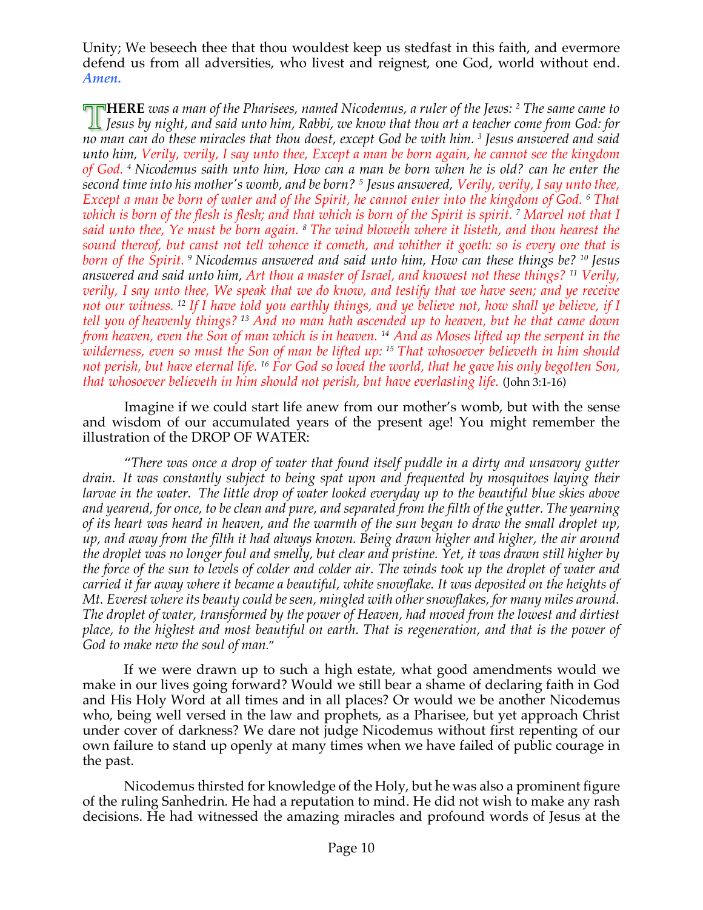Unity; We beseech thee that thou wouldest keep us stedfast in this faith, and evermore defend us from all adversities, who livest and reignest, one God, world without end. ***Amen.***

**THERE** *was a man of the Pharisees, named Nicodemus, a ruler of the Jews: [2] The same came to Jesus by night, and said unto him, Rabbi, we know that thou art a teacher come from God: for no man can do these miracles that thou doest, except God be with him. [3] Jesus answered and said unto him, Verily, verily, I say unto thee, Except a man be born again, he cannot see the kingdom of God. [4] Nicodemus saith unto him, How can a man be born when he is old? can he enter the second time into his mother's womb, and be born? [5] Jesus answered, Verily, verily, I say unto thee, Except a man be born of water and of the Spirit, he cannot enter into the kingdom of God. [6] That which is born of the flesh is flesh; and that which is born of the Spirit is spirit. [7] Marvel not that I said unto thee, Ye must be born again. [8] The wind bloweth where it listeth, and thou hearest the sound thereof, but canst not tell whence it cometh, and whither it goeth: so is every one that is born of the Spirit. [9] Nicodemus answered and said unto him, How can these things be? [10] Jesus answered and said unto him, Art thou a master of Israel, and knowest not these things? [11] Verily, verily, I say unto thee, We speak that we do know, and testify that we have seen; and ye receive not our witness. [12] If I have told you earthly things, and ye believe not, how shall ye believe, if I tell you of heavenly things? [13] And no man hath ascended up to heaven, but he that came down from heaven, even the Son of man which is in heaven. [14] And as Moses lifted up the serpent in the wilderness, even so must the Son of man be lifted up: [15] That whosoever believeth in him should not perish, but have eternal life. [16] For God so loved the world, that he gave his only begotten Son, that whosoever believeth in him should not perish, but have everlasting life.* (John 3:1-16)

Imagine if we could start life anew from our mother's womb, but with the sense and wisdom of our accumulated years of the present age! You might remember the illustration of the DROP OF WATER:

"*There was once a drop of water that found itself puddle in a dirty and unsavory gutter drain. It was constantly subject to being spat upon and frequented by mosquitoes laying their larvae in the water. The little drop of water looked everyday up to the beautiful blue skies above and yearend, for once, to be clean and pure, and separated from the filth of the gutter. The yearning of its heart was heard in heaven, and the warmth of the sun began to draw the small droplet up, up, and away from the filth it had always known. Being drawn higher and higher, the air around the droplet was no longer foul and smelly, but clear and pristine. Yet, it was drawn still higher by the force of the sun to levels of colder and colder air. The winds took up the droplet of water and carried it far away where it became a beautiful, white snowflake. It was deposited on the heights of Mt. Everest where its beauty could be seen, mingled with other snowflakes, for many miles around. The droplet of water, transformed by the power of Heaven, had moved from the lowest and dirtiest place, to the highest and most beautiful on earth. That is regeneration, and that is the power of God to make new the soul of man.*"

If we were drawn up to such a high estate, what good amendments would we make in our lives going forward? Would we still bear a shame of declaring faith in God and His Holy Word at all times and in all places? Or would we be another Nicodemus who, being well versed in the law and prophets, as a Pharisee, but yet approach Christ under cover of darkness? We dare not judge Nicodemus without first repenting of our own failure to stand up openly at many times when we have failed of public courage in the past.

Nicodemus thirsted for knowledge of the Holy, but he was also a prominent figure of the ruling Sanhedrin. He had a reputation to mind. He did not wish to make any rash decisions. He had witnessed the amazing miracles and profound words of Jesus at the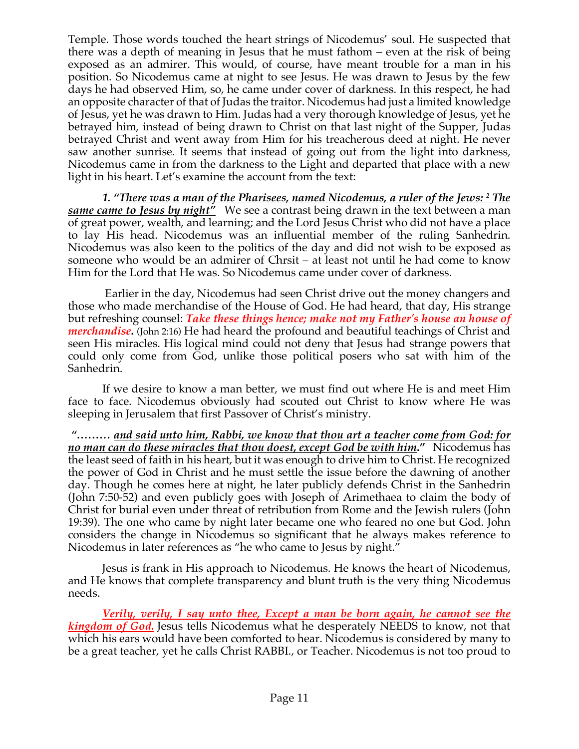Temple. Those words touched the heart strings of Nicodemus' soul. He suspected that there was a depth of meaning in Jesus that he must fathom – even at the risk of being exposed as an admirer. This would, of course, have meant trouble for a man in his position. So Nicodemus came at night to see Jesus. He was drawn to Jesus by the few days he had observed Him, so, he came under cover of darkness. In this respect, he had an opposite character of that of Judas the traitor. Nicodemus had just a limited knowledge of Jesus, yet he was drawn to Him. Judas had a very thorough knowledge of Jesus, yet he betrayed him, instead of being drawn to Christ on that last night of the Supper, Judas betrayed Christ and went away from Him for his treacherous deed at night. He never saw another sunrise. It seems that instead of going out from the light into darkness, Nicodemus came in from the darkness to the Light and departed that place with a new light in his heart. Let's examine the account from the text:

***1. "There was a man of the Pharisees, named Nicodemus, a ruler of the Jews: [2] The same came to Jesus by night"*** We see a contrast being drawn in the text between a man of great power, wealth, and learning; and the Lord Jesus Christ who did not have a place to lay His head. Nicodemus was an influential member of the ruling Sanhedrin. Nicodemus was also keen to the politics of the day and did not wish to be exposed as someone who would be an admirer of Chrsit – at least not until he had come to know Him for the Lord that He was. So Nicodemus came under cover of darkness.

Earlier in the day, Nicodemus had seen Christ drive out the money changers and those who made merchandise of the House of God. He had heard, that day, His strange but refreshing counsel: ***Take these things hence; make not my Father's house an house of merchandise.*** (John 2:16) He had heard the profound and beautiful teachings of Christ and seen His miracles. His logical mind could not deny that Jesus had strange powers that could only come from God, unlike those political posers who sat with him of the Sanhedrin.

If we desire to know a man better, we must find out where He is and meet Him face to face. Nicodemus obviously had scouted out Christ to know where He was sleeping in Jerusalem that first Passover of Christ's ministry.

***"……… and said unto him, Rabbi, we know that thou art a teacher come from God: for no man can do these miracles that thou doest, except God be with him."*** Nicodemus has the least seed of faith in his heart, but it was enough to drive him to Christ. He recognized the power of God in Christ and he must settle the issue before the dawning of another day. Though he comes here at night, he later publicly defends Christ in the Sanhedrin (John 7:50-52) and even publicly goes with Joseph of Arimethaea to claim the body of Christ for burial even under threat of retribution from Rome and the Jewish rulers (John 19:39). The one who came by night later became one who feared no one but God. John considers the change in Nicodemus so significant that he always makes reference to Nicodemus in later references as "he who came to Jesus by night."

Jesus is frank in His approach to Nicodemus. He knows the heart of Nicodemus, and He knows that complete transparency and blunt truth is the very thing Nicodemus needs.

***Verily, verily, I say unto thee, Except a man be born again, he cannot see the kingdom of God.*** Jesus tells Nicodemus what he desperately NEEDS to know, not that which his ears would have been comforted to hear. Nicodemus is considered by many to be a great teacher, yet he calls Christ RABBI., or Teacher. Nicodemus is not too proud to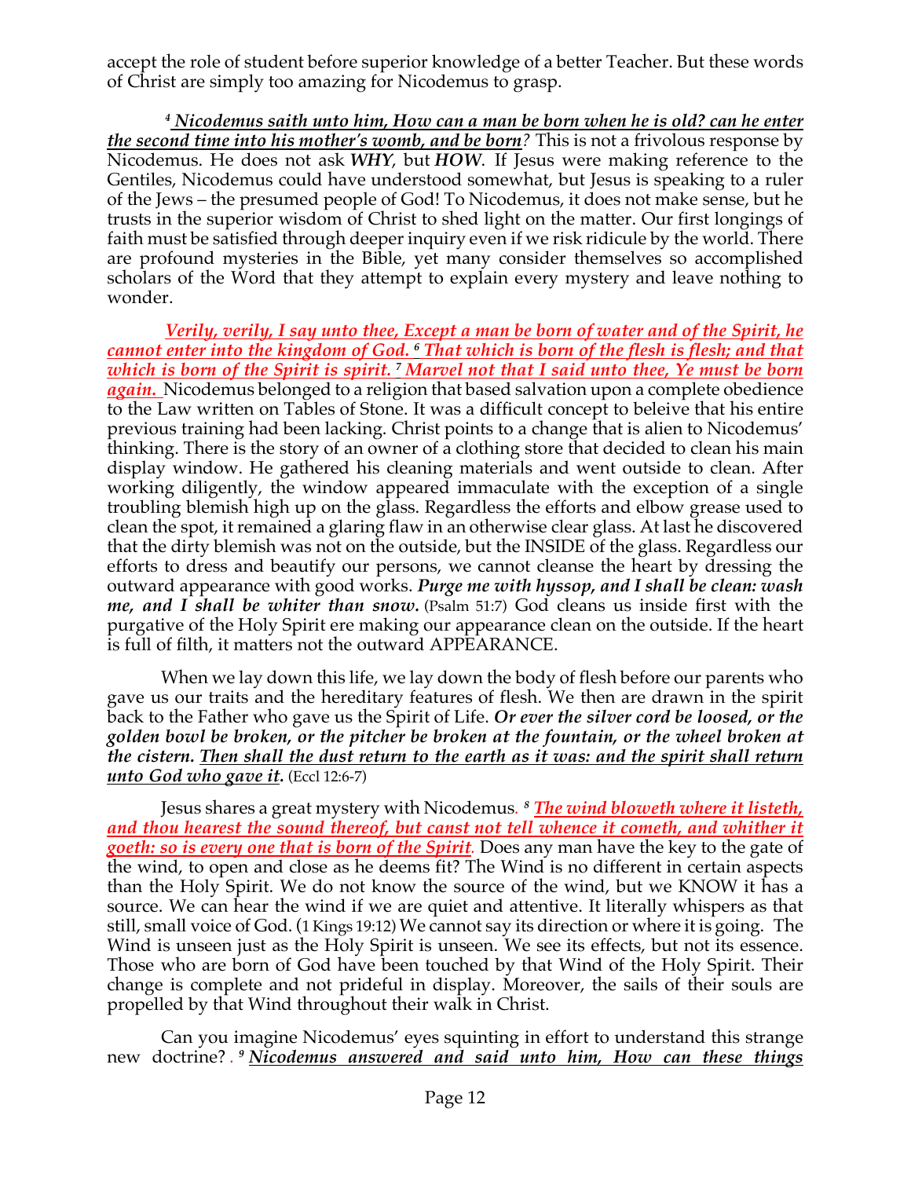accept the role of student before superior knowledge of a better Teacher. But these words of Christ are simply too amazing for Nicodemus to grasp.

*[4] **Nicodemus saith unto him, How can a man be born when he is old? can he enter the second time into his mother's womb, and be born***? This is not a frivolous response by Nicodemus. He does not ask ***WHY***, but ***HOW***. If Jesus were making reference to the Gentiles, Nicodemus could have understood somewhat, but Jesus is speaking to a ruler of the Jews – the presumed people of God! To Nicodemus, it does not make sense, but he trusts in the superior wisdom of Christ to shed light on the matter. Our first longings of faith must be satisfied through deeper inquiry even if we risk ridicule by the world. There are profound mysteries in the Bible, yet many consider themselves so accomplished scholars of the Word that they attempt to explain every mystery and leave nothing to wonder.

***Verily, verily, I say unto thee, Except a man be born of water and of the Spirit, he cannot enter into the kingdom of God. [6] That which is born of the flesh is flesh; and that which is born of the Spirit is spirit. [7] Marvel not that I said unto thee, Ye must be born again.*** Nicodemus belonged to a religion that based salvation upon a complete obedience to the Law written on Tables of Stone. It was a difficult concept to beleive that his entire previous training had been lacking. Christ points to a change that is alien to Nicodemus' thinking. There is the story of an owner of a clothing store that decided to clean his main display window. He gathered his cleaning materials and went outside to clean. After working diligently, the window appeared immaculate with the exception of a single troubling blemish high up on the glass. Regardless the efforts and elbow grease used to clean the spot, it remained a glaring flaw in an otherwise clear glass. At last he discovered that the dirty blemish was not on the outside, but the INSIDE of the glass. Regardless our efforts to dress and beautify our persons, we cannot cleanse the heart by dressing the outward appearance with good works. ***Purge me with hyssop, and I shall be clean: wash me, and I shall be whiter than snow.*** (Psalm 51:7) God cleans us inside first with the purgative of the Holy Spirit ere making our appearance clean on the outside. If the heart is full of filth, it matters not the outward APPEARANCE.

When we lay down this life, we lay down the body of flesh before our parents who gave us our traits and the hereditary features of flesh. We then are drawn in the spirit back to the Father who gave us the Spirit of Life. ***Or ever the silver cord be loosed, or the golden bowl be broken, or the pitcher be broken at the fountain, or the wheel broken at the cistern. Then shall the dust return to the earth as it was: and the spirit shall return unto God who gave it.*** (Eccl 12:6-7)

Jesus shares a great mystery with Nicodemus. *[8] **The wind bloweth where it listeth, and thou hearest the sound thereof, but canst not tell whence it cometh, and whither it goeth: so is every one that is born of the Spirit***. Does any man have the key to the gate of the wind, to open and close as he deems fit? The Wind is no different in certain aspects than the Holy Spirit. We do not know the source of the wind, but we KNOW it has a source. We can hear the wind if we are quiet and attentive. It literally whispers as that still, small voice of God. (1 Kings 19:12) We cannot say its direction or where it is going. The Wind is unseen just as the Holy Spirit is unseen. We see its effects, but not its essence. Those who are born of God have been touched by that Wind of the Holy Spirit. Their change is complete and not prideful in display. Moreover, the sails of their souls are propelled by that Wind throughout their walk in Christ.

Can you imagine Nicodemus' eyes squinting in effort to understand this strange new doctrine? . *[9] **Nicodemus answered and said unto him, How can these things***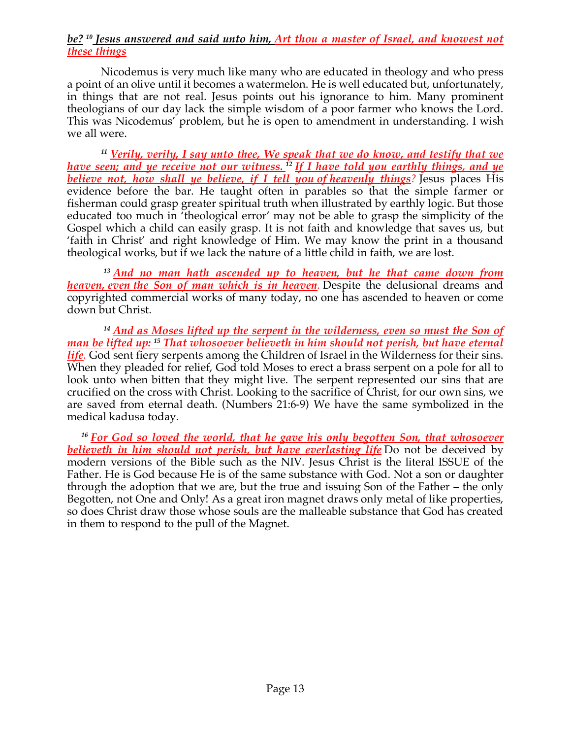***be?*** [10] ***Jesus answered and said unto him, Art thou a master of Israel, and knowest not these things***

Nicodemus is very much like many who are educated in theology and who press a point of an olive until it becomes a watermelon. He is well educated but, unfortunately, in things that are not real. Jesus points out his ignorance to him. Many prominent theologians of our day lack the simple wisdom of a poor farmer who knows the Lord. This was Nicodemus' problem, but he is open to amendment in understanding. I wish we all were.

[11] ***Verily, verily, I say unto thee, We speak that we do know, and testify that we have seen; and ye receive not our witness.*** [12] ***If I have told you earthly things, and ye believe not, how shall ye believe, if I tell you of heavenly things?*** Jesus places His evidence before the bar. He taught often in parables so that the simple farmer or fisherman could grasp greater spiritual truth when illustrated by earthly logic. But those educated too much in 'theological error' may not be able to grasp the simplicity of the Gospel which a child can easily grasp. It is not faith and knowledge that saves us, but 'faith in Christ' and right knowledge of Him. We may know the print in a thousand theological works, but if we lack the nature of a little child in faith, we are lost.

[13] ***And no man hath ascended up to heaven, but he that came down from heaven, even the Son of man which is in heaven.*** Despite the delusional dreams and copyrighted commercial works of many today, no one has ascended to heaven or come down but Christ.

[14] ***And as Moses lifted up the serpent in the wilderness, even so must the Son of man be lifted up:*** [15] ***That whosoever believeth in him should not perish, but have eternal life.*** God sent fiery serpents among the Children of Israel in the Wilderness for their sins. When they pleaded for relief, God told Moses to erect a brass serpent on a pole for all to look unto when bitten that they might live. The serpent represented our sins that are crucified on the cross with Christ. Looking to the sacrifice of Christ, for our own sins, we are saved from eternal death. (Numbers 21:6-9) We have the same symbolized in the medical kadusa today.

[16] ***For God so loved the world, that he gave his only begotten Son, that whosoever believeth in him should not perish, but have everlasting life*** Do not be deceived by modern versions of the Bible such as the NIV. Jesus Christ is the literal ISSUE of the Father. He is God because He is of the same substance with God. Not a son or daughter through the adoption that we are, but the true and issuing Son of the Father – the only Begotten, not One and Only! As a great iron magnet draws only metal of like properties, so does Christ draw those whose souls are the malleable substance that God has created in them to respond to the pull of the Magnet.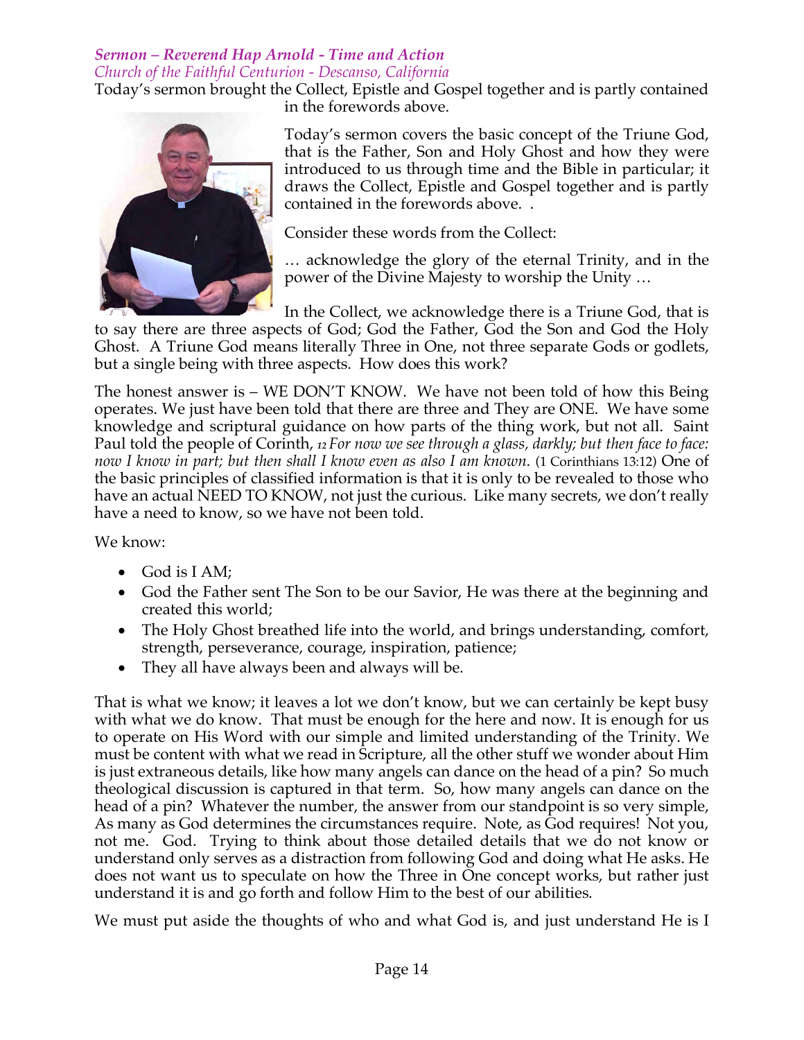### *Sermon – Reverend Hap Arnold - Time and Action*
*Church of the Faithful Centurion - Descanso, California*

Today's sermon brought the Collect, Epistle and Gospel together and is partly contained in the forewords above.

Today's sermon covers the basic concept of the Triune God, that is the Father, Son and Holy Ghost and how they were introduced to us through time and the Bible in particular; it draws the Collect, Epistle and Gospel together and is partly contained in the forewords above. .

Consider these words from the Collect:

… acknowledge the glory of the eternal Trinity, and in the power of the Divine Majesty to worship the Unity …

In the Collect, we acknowledge there is a Triune God, that is to say there are three aspects of God; God the Father, God the Son and God the Holy Ghost. A Triune God means literally Three in One, not three separate Gods or godlets, but a single being with three aspects. How does this work?

The honest answer is – WE DON'T KNOW. We have not been told of how this Being operates. We just have been told that there are three and They are ONE. We have some knowledge and scriptural guidance on how parts of the thing work, but not all. Saint Paul told the people of Corinth, *12 For now we see through a glass, darkly; but then face to face: now I know in part; but then shall I know even as also I am known.* (1 Corinthians 13:12) One of the basic principles of classified information is that it is only to be revealed to those who have an actual NEED TO KNOW, not just the curious. Like many secrets, we don't really have a need to know, so we have not been told.

We know:

- God is I AM;
- God the Father sent The Son to be our Savior, He was there at the beginning and created this world;
- The Holy Ghost breathed life into the world, and brings understanding, comfort, strength, perseverance, courage, inspiration, patience;
- They all have always been and always will be.

That is what we know; it leaves a lot we don't know, but we can certainly be kept busy with what we do know. That must be enough for the here and now. It is enough for us to operate on His Word with our simple and limited understanding of the Trinity. We must be content with what we read in Scripture, all the other stuff we wonder about Him is just extraneous details, like how many angels can dance on the head of a pin? So much theological discussion is captured in that term. So, how many angels can dance on the head of a pin? Whatever the number, the answer from our standpoint is so very simple, As many as God determines the circumstances require. Note, as God requires! Not you, not me. God. Trying to think about those detailed details that we do not know or understand only serves as a distraction from following God and doing what He asks. He does not want us to speculate on how the Three in One concept works, but rather just understand it is and go forth and follow Him to the best of our abilities.

We must put aside the thoughts of who and what God is, and just understand He is I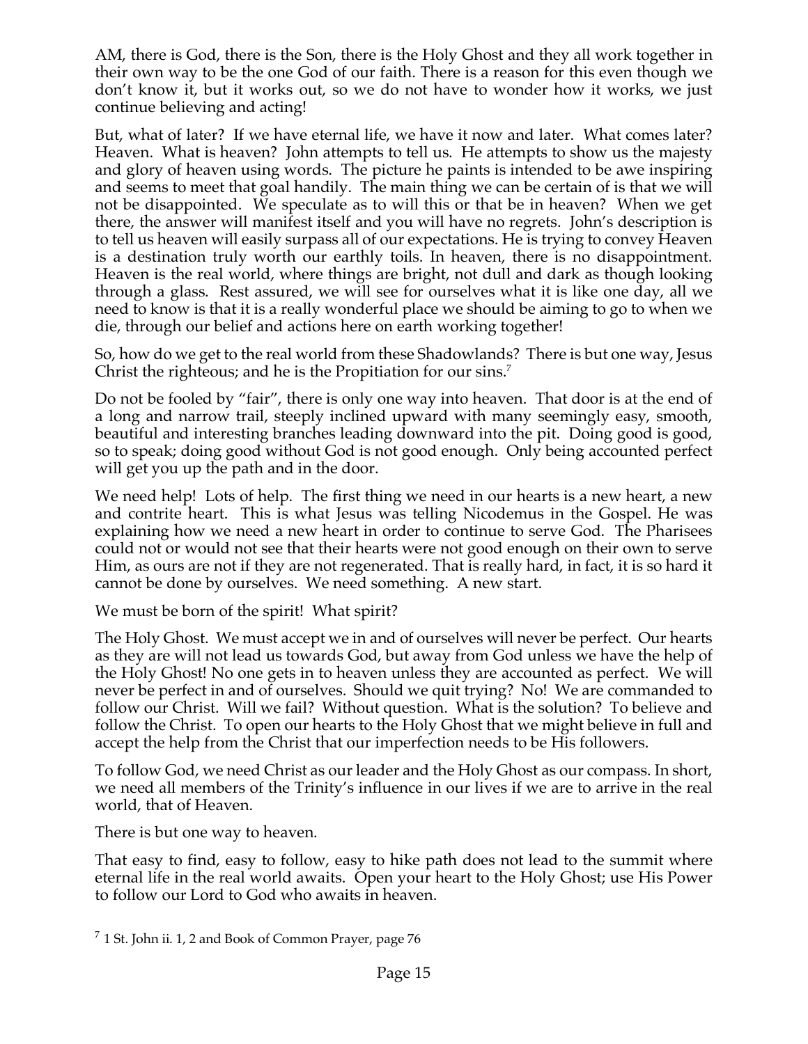AM, there is God, there is the Son, there is the Holy Ghost and they all work together in their own way to be the one God of our faith. There is a reason for this even though we don't know it, but it works out, so we do not have to wonder how it works, we just continue believing and acting!

But, what of later? If we have eternal life, we have it now and later. What comes later? Heaven. What is heaven? John attempts to tell us. He attempts to show us the majesty and glory of heaven using words. The picture he paints is intended to be awe inspiring and seems to meet that goal handily. The main thing we can be certain of is that we will not be disappointed. We speculate as to will this or that be in heaven? When we get there, the answer will manifest itself and you will have no regrets. John's description is to tell us heaven will easily surpass all of our expectations. He is trying to convey Heaven is a destination truly worth our earthly toils. In heaven, there is no disappointment. Heaven is the real world, where things are bright, not dull and dark as though looking through a glass. Rest assured, we will see for ourselves what it is like one day, all we need to know is that it is a really wonderful place we should be aiming to go to when we die, through our belief and actions here on earth working together!

So, how do we get to the real world from these Shadowlands? There is but one way, Jesus Christ the righteous; and he is the Propitiation for our sins.[7]

Do not be fooled by "fair", there is only one way into heaven. That door is at the end of a long and narrow trail, steeply inclined upward with many seemingly easy, smooth, beautiful and interesting branches leading downward into the pit. Doing good is good, so to speak; doing good without God is not good enough. Only being accounted perfect will get you up the path and in the door.

We need help! Lots of help. The first thing we need in our hearts is a new heart, a new and contrite heart. This is what Jesus was telling Nicodemus in the Gospel. He was explaining how we need a new heart in order to continue to serve God. The Pharisees could not or would not see that their hearts were not good enough on their own to serve Him, as ours are not if they are not regenerated. That is really hard, in fact, it is so hard it cannot be done by ourselves. We need something. A new start.

We must be born of the spirit! What spirit?

The Holy Ghost. We must accept we in and of ourselves will never be perfect. Our hearts as they are will not lead us towards God, but away from God unless we have the help of the Holy Ghost! No one gets in to heaven unless they are accounted as perfect. We will never be perfect in and of ourselves. Should we quit trying? No! We are commanded to follow our Christ. Will we fail? Without question. What is the solution? To believe and follow the Christ. To open our hearts to the Holy Ghost that we might believe in full and accept the help from the Christ that our imperfection needs to be His followers.

To follow God, we need Christ as our leader and the Holy Ghost as our compass. In short, we need all members of the Trinity's influence in our lives if we are to arrive in the real world, that of Heaven.

There is but one way to heaven.

That easy to find, easy to follow, easy to hike path does not lead to the summit where eternal life in the real world awaits. Open your heart to the Holy Ghost; use His Power to follow our Lord to God who awaits in heaven.

[7] 1 St. John ii. 1, 2 and Book of Common Prayer, page 76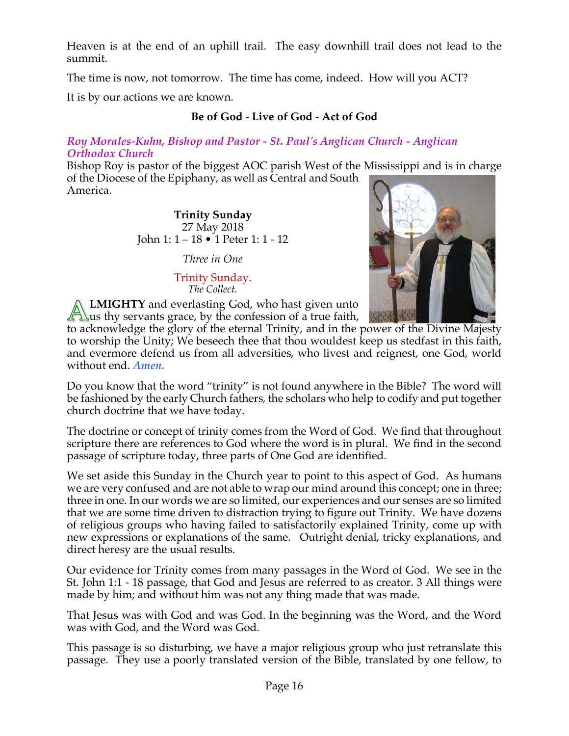Heaven is at the end of an uphill trail. The easy downhill trail does not lead to the summit.

The time is now, not tomorrow. The time has come, indeed. How will you ACT?

It is by our actions we are known.

**Be of God - Live of God - Act of God**

***Roy Morales-Kuhn, Bishop and Pastor - St. Paul's Anglican Church - Anglican Orthodox Church***

Bishop Roy is pastor of the biggest AOC parish West of the Mississippi and is in charge of the Diocese of the Epiphany, as well as Central and South America.

**Trinity Sunday**
27 May 2018
John 1: 1 – 18 • 1 Peter 1: 1 - 12

*Three in One*

Trinity Sunday.
*The Collect.*

**ALMIGHTY** and everlasting God, who hast given unto us thy servants grace, by the confession of a true faith, to acknowledge the glory of the eternal Trinity, and in the power of the Divine Majesty to worship the Unity; We beseech thee that thou wouldest keep us stedfast in this faith, and evermore defend us from all adversities, who livest and reignest, one God, world without end. ***Amen.***

Do you know that the word "trinity" is not found anywhere in the Bible? The word will be fashioned by the early Church fathers, the scholars who help to codify and put together church doctrine that we have today.

The doctrine or concept of trinity comes from the Word of God. We find that throughout scripture there are references to God where the word is in plural. We find in the second passage of scripture today, three parts of One God are identified.

We set aside this Sunday in the Church year to point to this aspect of God. As humans we are very confused and are not able to wrap our mind around this concept; one in three; three in one. In our words we are so limited, our experiences and our senses are so limited that we are some time driven to distraction trying to figure out Trinity. We have dozens of religious groups who having failed to satisfactorily explained Trinity, come up with new expressions or explanations of the same. Outright denial, tricky explanations, and direct heresy are the usual results.

Our evidence for Trinity comes from many passages in the Word of God. We see in the St. John 1:1 - 18 passage, that God and Jesus are referred to as creator. 3 All things were made by him; and without him was not any thing made that was made.

That Jesus was with God and was God. In the beginning was the Word, and the Word was with God, and the Word was God.

This passage is so disturbing, we have a major religious group who just retranslate this passage. They use a poorly translated version of the Bible, translated by one fellow, to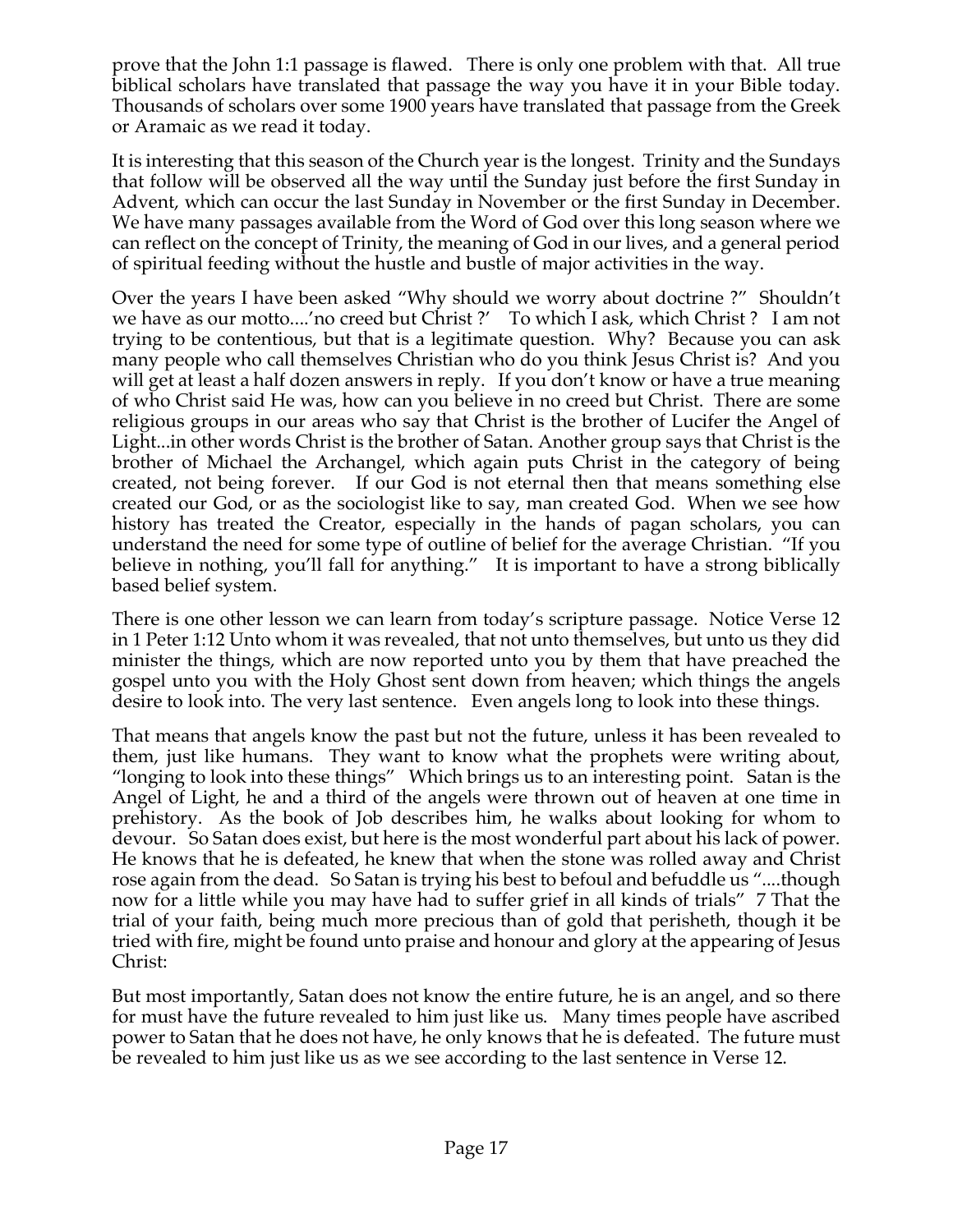prove that the John 1:1 passage is flawed. There is only one problem with that. All true biblical scholars have translated that passage the way you have it in your Bible today. Thousands of scholars over some 1900 years have translated that passage from the Greek or Aramaic as we read it today.

It is interesting that this season of the Church year is the longest. Trinity and the Sundays that follow will be observed all the way until the Sunday just before the first Sunday in Advent, which can occur the last Sunday in November or the first Sunday in December. We have many passages available from the Word of God over this long season where we can reflect on the concept of Trinity, the meaning of God in our lives, and a general period of spiritual feeding without the hustle and bustle of major activities in the way.

Over the years I have been asked "Why should we worry about doctrine ?" Shouldn't we have as our motto....'no creed but Christ ?' To which I ask, which Christ ? I am not trying to be contentious, but that is a legitimate question. Why? Because you can ask many people who call themselves Christian who do you think Jesus Christ is? And you will get at least a half dozen answers in reply. If you don't know or have a true meaning of who Christ said He was, how can you believe in no creed but Christ. There are some religious groups in our areas who say that Christ is the brother of Lucifer the Angel of Light...in other words Christ is the brother of Satan. Another group says that Christ is the brother of Michael the Archangel, which again puts Christ in the category of being created, not being forever. If our God is not eternal then that means something else created our God, or as the sociologist like to say, man created God. When we see how history has treated the Creator, especially in the hands of pagan scholars, you can understand the need for some type of outline of belief for the average Christian. "If you believe in nothing, you'll fall for anything." It is important to have a strong biblically based belief system.

There is one other lesson we can learn from today's scripture passage. Notice Verse 12 in 1 Peter 1:12 Unto whom it was revealed, that not unto themselves, but unto us they did minister the things, which are now reported unto you by them that have preached the gospel unto you with the Holy Ghost sent down from heaven; which things the angels desire to look into. The very last sentence. Even angels long to look into these things.

That means that angels know the past but not the future, unless it has been revealed to them, just like humans. They want to know what the prophets were writing about, "longing to look into these things" Which brings us to an interesting point. Satan is the Angel of Light, he and a third of the angels were thrown out of heaven at one time in prehistory. As the book of Job describes him, he walks about looking for whom to devour. So Satan does exist, but here is the most wonderful part about his lack of power. He knows that he is defeated, he knew that when the stone was rolled away and Christ rose again from the dead. So Satan is trying his best to befoul and befuddle us "....though now for a little while you may have had to suffer grief in all kinds of trials" 7 That the trial of your faith, being much more precious than of gold that perisheth, though it be tried with fire, might be found unto praise and honour and glory at the appearing of Jesus Christ:

But most importantly, Satan does not know the entire future, he is an angel, and so there for must have the future revealed to him just like us. Many times people have ascribed power to Satan that he does not have, he only knows that he is defeated. The future must be revealed to him just like us as we see according to the last sentence in Verse 12.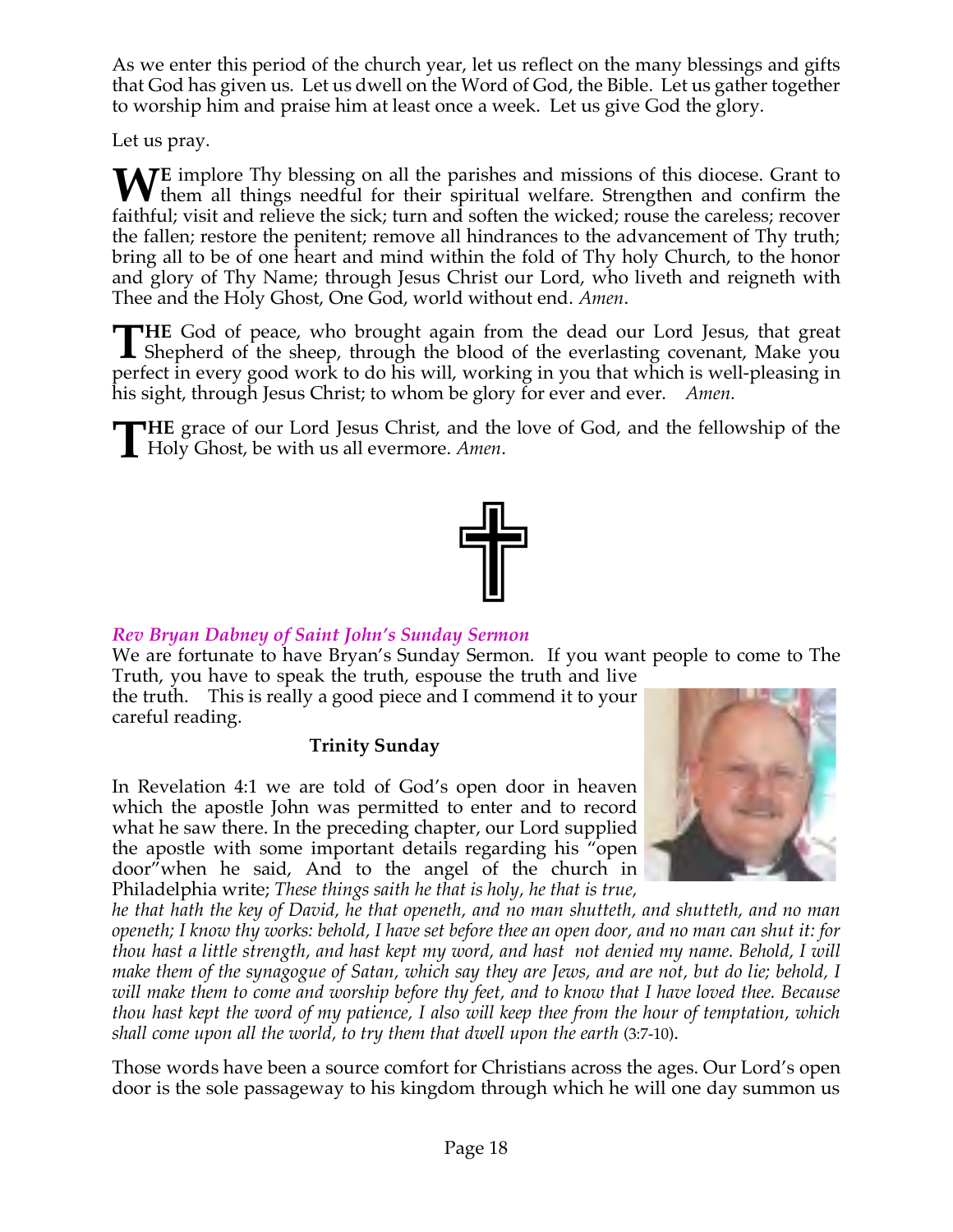As we enter this period of the church year, let us reflect on the many blessings and gifts that God has given us. Let us dwell on the Word of God, the Bible. Let us gather together to worship him and praise him at least once a week. Let us give God the glory.

Let us pray.

**WE** implore Thy blessing on all the parishes and missions of this diocese. Grant to them all things needful for their spiritual welfare. Strengthen and confirm the faithful; visit and relieve the sick; turn and soften the wicked; rouse the careless; recover the fallen; restore the penitent; remove all hindrances to the advancement of Thy truth; bring all to be of one heart and mind within the fold of Thy holy Church, to the honor and glory of Thy Name; through Jesus Christ our Lord, who liveth and reigneth with Thee and the Holy Ghost, One God, world without end. *Amen*.

**THE** God of peace, who brought again from the dead our Lord Jesus, that great Shepherd of the sheep, through the blood of the everlasting covenant, Make you perfect in every good work to do his will, working in you that which is well-pleasing in his sight, through Jesus Christ; to whom be glory for ever and ever. *Amen.*

**THE** grace of our Lord Jesus Christ, and the love of God, and the fellowship of the Holy Ghost, be with us all evermore. *Amen*.

***Rev Bryan Dabney of Saint John's Sunday Sermon***

We are fortunate to have Bryan's Sunday Sermon. If you want people to come to The Truth, you have to speak the truth, espouse the truth and live the truth. This is really a good piece and I commend it to your careful reading.

**Trinity Sunday**

In Revelation 4:1 we are told of God's open door in heaven which the apostle John was permitted to enter and to record what he saw there. In the preceding chapter, our Lord supplied the apostle with some important details regarding his "open door"when he said, And to the angel of the church in Philadelphia write; *These things saith he that is holy, he that is true, he that hath the key of David, he that openeth, and no man shutteth, and shutteth, and no man openeth; I know thy works: behold, I have set before thee an open door, and no man can shut it: for thou hast a little strength, and hast kept my word, and hast not denied my name. Behold, I will make them of the synagogue of Satan, which say they are Jews, and are not, but do lie; behold, I will make them to come and worship before thy feet, and to know that I have loved thee. Because thou hast kept the word of my patience, I also will keep thee from the hour of temptation, which shall come upon all the world, to try them that dwell upon the earth* (3:7-10).

Those words have been a source comfort for Christians across the ages. Our Lord's open door is the sole passageway to his kingdom through which he will one day summon us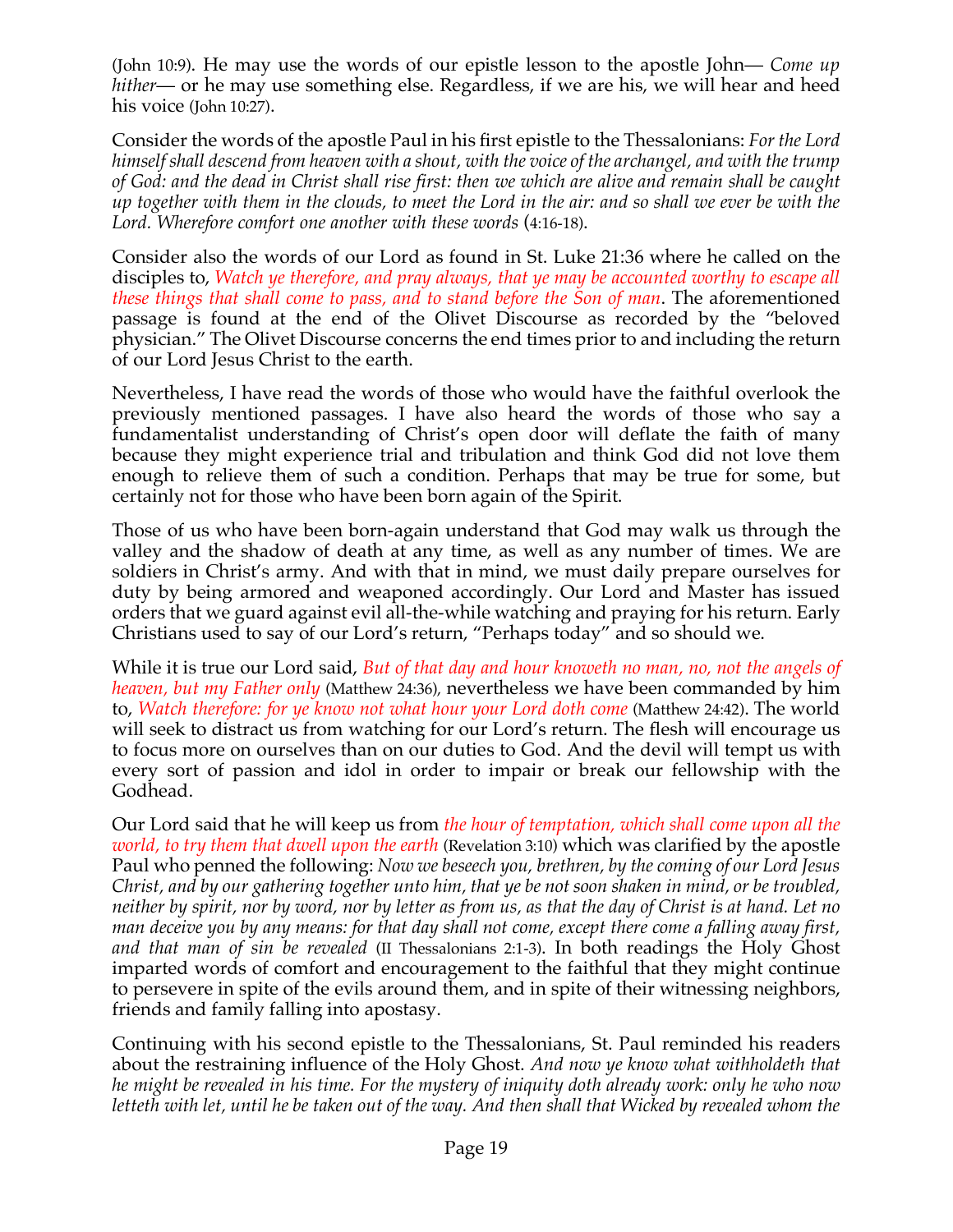(John 10:9). He may use the words of our epistle lesson to the apostle John— *Come up hither*— or he may use something else. Regardless, if we are his, we will hear and heed his voice (John 10:27).

Consider the words of the apostle Paul in his first epistle to the Thessalonians: *For the Lord himself shall descend from heaven with a shout, with the voice of the archangel, and with the trump of God: and the dead in Christ shall rise first: then we which are alive and remain shall be caught up together with them in the clouds, to meet the Lord in the air: and so shall we ever be with the Lord. Wherefore comfort one another with these words* (4:16-18).

Consider also the words of our Lord as found in St. Luke 21:36 where he called on the disciples to, *Watch ye therefore, and pray always, that ye may be accounted worthy to escape all these things that shall come to pass, and to stand before the Son of man*. The aforementioned passage is found at the end of the Olivet Discourse as recorded by the "beloved physician." The Olivet Discourse concerns the end times prior to and including the return of our Lord Jesus Christ to the earth.

Nevertheless, I have read the words of those who would have the faithful overlook the previously mentioned passages. I have also heard the words of those who say a fundamentalist understanding of Christ's open door will deflate the faith of many because they might experience trial and tribulation and think God did not love them enough to relieve them of such a condition. Perhaps that may be true for some, but certainly not for those who have been born again of the Spirit.

Those of us who have been born-again understand that God may walk us through the valley and the shadow of death at any time, as well as any number of times. We are soldiers in Christ's army. And with that in mind, we must daily prepare ourselves for duty by being armored and weaponed accordingly. Our Lord and Master has issued orders that we guard against evil all-the-while watching and praying for his return. Early Christians used to say of our Lord's return, "Perhaps today" and so should we.

While it is true our Lord said, *But of that day and hour knoweth no man, no, not the angels of heaven, but my Father only* (Matthew 24:36), nevertheless we have been commanded by him to, *Watch therefore: for ye know not what hour your Lord doth come* (Matthew 24:42). The world will seek to distract us from watching for our Lord's return. The flesh will encourage us to focus more on ourselves than on our duties to God. And the devil will tempt us with every sort of passion and idol in order to impair or break our fellowship with the Godhead.

Our Lord said that he will keep us from *the hour of temptation, which shall come upon all the world, to try them that dwell upon the earth* (Revelation 3:10) which was clarified by the apostle Paul who penned the following: *Now we beseech you, brethren, by the coming of our Lord Jesus Christ, and by our gathering together unto him, that ye be not soon shaken in mind, or be troubled, neither by spirit, nor by word, nor by letter as from us, as that the day of Christ is at hand. Let no man deceive you by any means: for that day shall not come, except there come a falling away first, and that man of sin be revealed* (II Thessalonians 2:1-3). In both readings the Holy Ghost imparted words of comfort and encouragement to the faithful that they might continue to persevere in spite of the evils around them, and in spite of their witnessing neighbors, friends and family falling into apostasy.

Continuing with his second epistle to the Thessalonians, St. Paul reminded his readers about the restraining influence of the Holy Ghost. *And now ye know what withholdeth that he might be revealed in his time. For the mystery of iniquity doth already work: only he who now letteth with let, until he be taken out of the way. And then shall that Wicked by revealed whom the*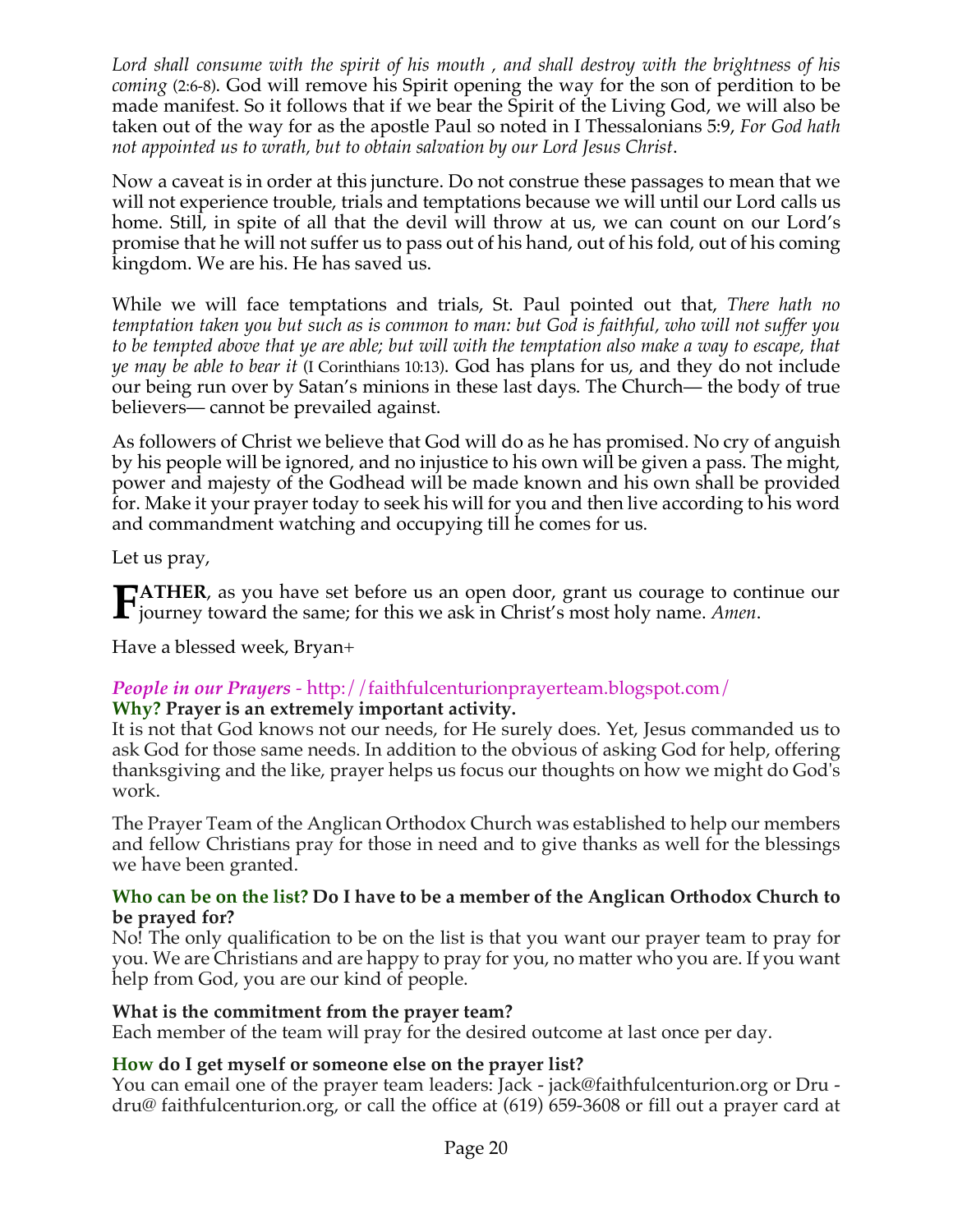*Lord shall consume with the spirit of his mouth , and shall destroy with the brightness of his coming* (2:6-8). God will remove his Spirit opening the way for the son of perdition to be made manifest. So it follows that if we bear the Spirit of the Living God, we will also be taken out of the way for as the apostle Paul so noted in I Thessalonians 5:9, *For God hath not appointed us to wrath, but to obtain salvation by our Lord Jesus Christ*.

Now a caveat is in order at this juncture. Do not construe these passages to mean that we will not experience trouble, trials and temptations because we will until our Lord calls us home. Still, in spite of all that the devil will throw at us, we can count on our Lord's promise that he will not suffer us to pass out of his hand, out of his fold, out of his coming kingdom. We are his. He has saved us.

While we will face temptations and trials, St. Paul pointed out that, *There hath no temptation taken you but such as is common to man: but God is faithful, who will not suffer you to be tempted above that ye are able; but will with the temptation also make a way to escape, that ye may be able to bear it* (I Corinthians 10:13). God has plans for us, and they do not include our being run over by Satan's minions in these last days. The Church— the body of true believers— cannot be prevailed against.

As followers of Christ we believe that God will do as he has promised. No cry of anguish by his people will be ignored, and no injustice to his own will be given a pass. The might, power and majesty of the Godhead will be made known and his own shall be provided for. Make it your prayer today to seek his will for you and then live according to his word and commandment watching and occupying till he comes for us.

Let us pray,

**FATHER**, as you have set before us an open door, grant us courage to continue our journey toward the same; for this we ask in Christ's most holy name. *Amen*.

Have a blessed week, Bryan+

***People in our Prayers*** - http://faithfulcenturionprayerteam.blogspot.com/

**Why? Prayer is an extremely important activity.**

It is not that God knows not our needs, for He surely does. Yet, Jesus commanded us to ask God for those same needs. In addition to the obvious of asking God for help, offering thanksgiving and the like, prayer helps us focus our thoughts on how we might do God's work.

The Prayer Team of the Anglican Orthodox Church was established to help our members and fellow Christians pray for those in need and to give thanks as well for the blessings we have been granted.

**Who can be on the list? Do I have to be a member of the Anglican Orthodox Church to be prayed for?**

No! The only qualification to be on the list is that you want our prayer team to pray for you. We are Christians and are happy to pray for you, no matter who you are. If you want help from God, you are our kind of people.

**What is the commitment from the prayer team?**

Each member of the team will pray for the desired outcome at last once per day.

**How do I get myself or someone else on the prayer list?**

You can email one of the prayer team leaders: Jack - jack@faithfulcenturion.org or Dru - dru@ faithfulcenturion.org, or call the office at (619) 659-3608 or fill out a prayer card at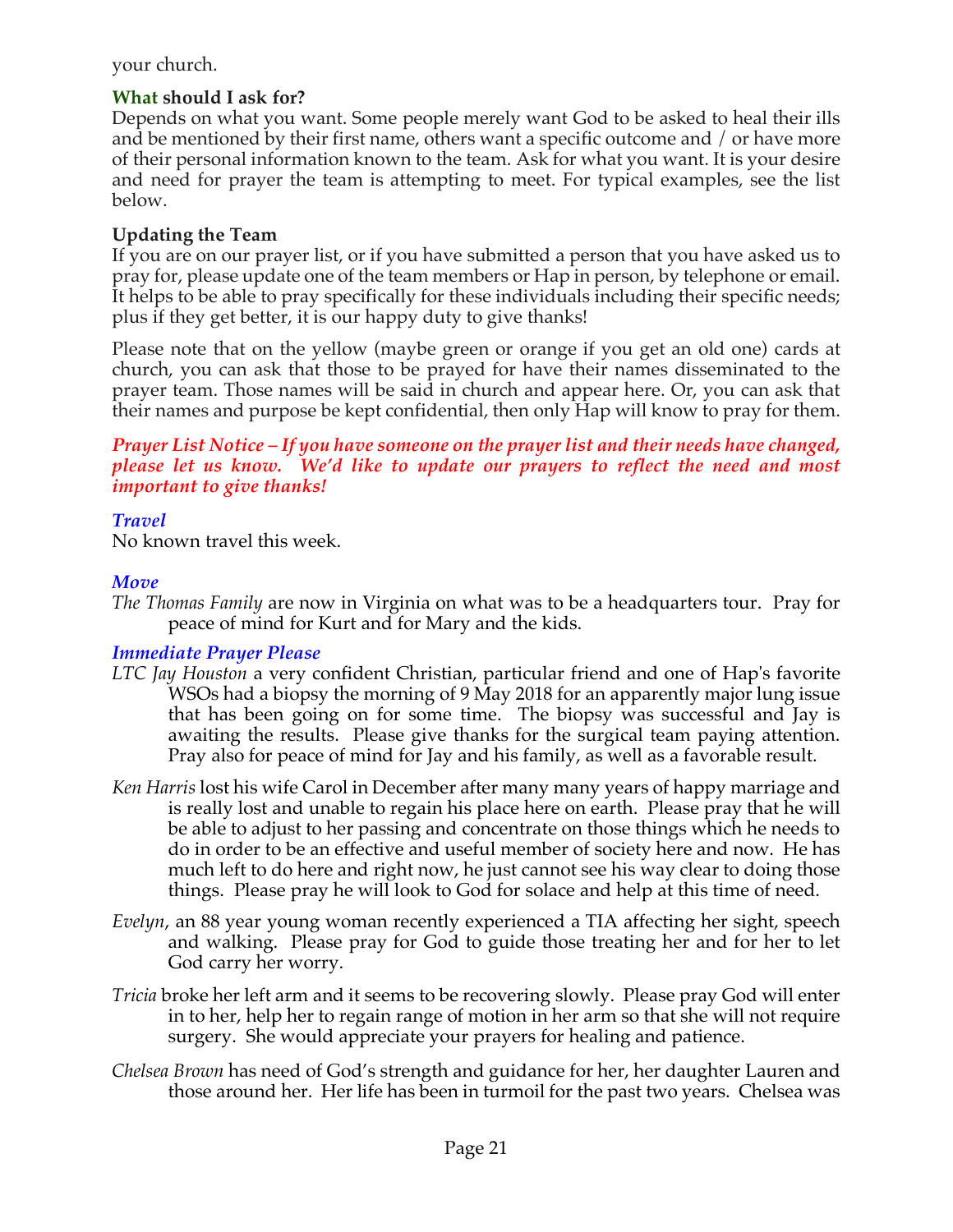your church.

**What should I ask for?**
Depends on what you want. Some people merely want God to be asked to heal their ills and be mentioned by their first name, others want a specific outcome and / or have more of their personal information known to the team. Ask for what you want. It is your desire and need for prayer the team is attempting to meet. For typical examples, see the list below.

**Updating the Team**
If you are on our prayer list, or if you have submitted a person that you have asked us to pray for, please update one of the team members or Hap in person, by telephone or email. It helps to be able to pray specifically for these individuals including their specific needs; plus if they get better, it is our happy duty to give thanks!

Please note that on the yellow (maybe green or orange if you get an old one) cards at church, you can ask that those to be prayed for have their names disseminated to the prayer team. Those names will be said in church and appear here. Or, you can ask that their names and purpose be kept confidential, then only Hap will know to pray for them.

***Prayer List Notice – If you have someone on the prayer list and their needs have changed, please let us know. We'd like to update our prayers to reflect the need and most important to give thanks!***

### *Travel*

No known travel this week.

### *Move*

*The Thomas Family* are now in Virginia on what was to be a headquarters tour. Pray for peace of mind for Kurt and for Mary and the kids.

### *Immediate Prayer Please*

*LTC Jay Houston* a very confident Christian, particular friend and one of Hap's favorite WSOs had a biopsy the morning of 9 May 2018 for an apparently major lung issue that has been going on for some time. The biopsy was successful and Jay is awaiting the results. Please give thanks for the surgical team paying attention. Pray also for peace of mind for Jay and his family, as well as a favorable result.

*Ken Harris* lost his wife Carol in December after many many years of happy marriage and is really lost and unable to regain his place here on earth. Please pray that he will be able to adjust to her passing and concentrate on those things which he needs to do in order to be an effective and useful member of society here and now. He has much left to do here and right now, he just cannot see his way clear to doing those things. Please pray he will look to God for solace and help at this time of need.

*Evelyn*, an 88 year young woman recently experienced a TIA affecting her sight, speech and walking. Please pray for God to guide those treating her and for her to let God carry her worry.

*Tricia* broke her left arm and it seems to be recovering slowly. Please pray God will enter in to her, help her to regain range of motion in her arm so that she will not require surgery. She would appreciate your prayers for healing and patience.

*Chelsea Brown* has need of God's strength and guidance for her, her daughter Lauren and those around her. Her life has been in turmoil for the past two years. Chelsea was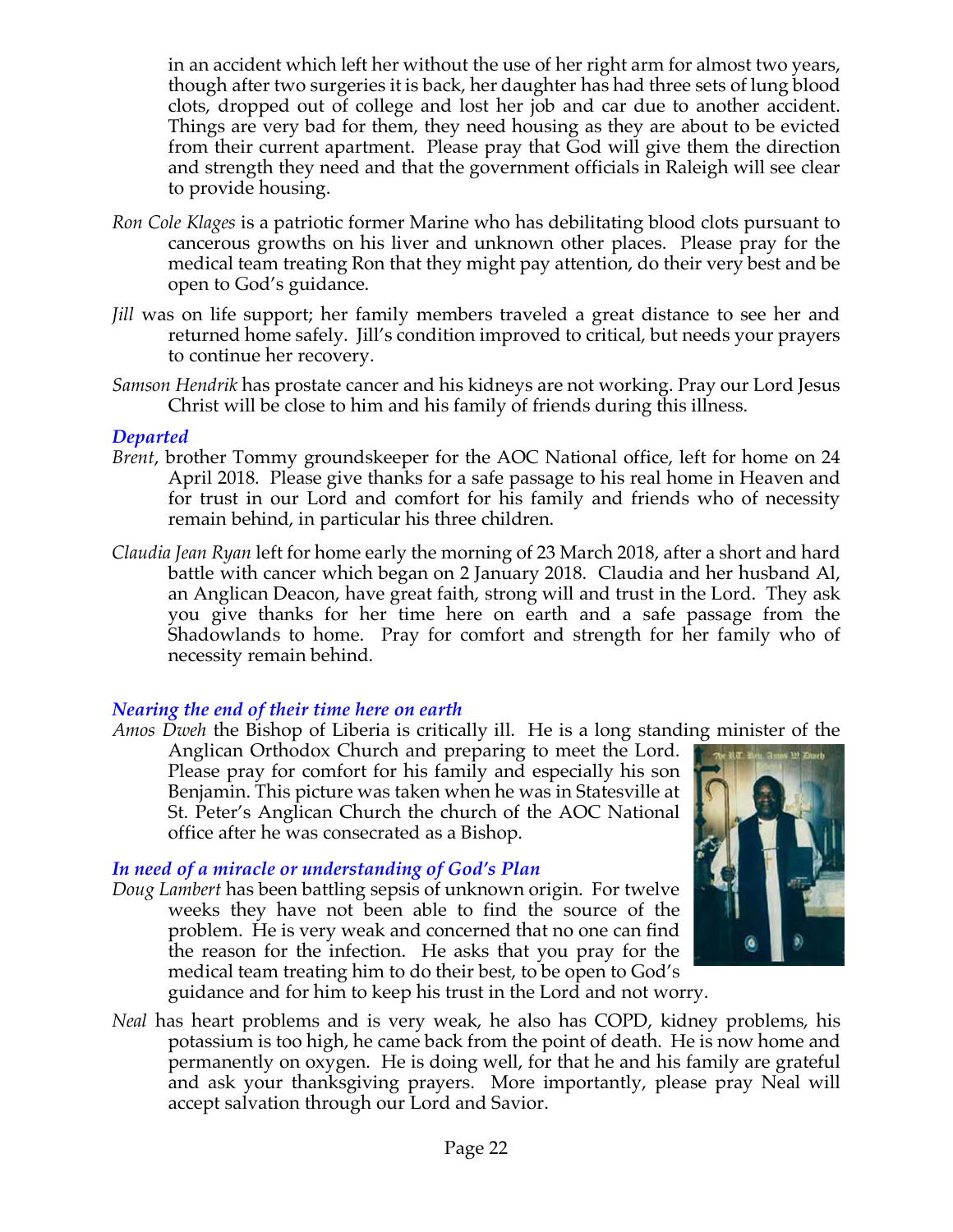in an accident which left her without the use of her right arm for almost two years, though after two surgeries it is back, her daughter has had three sets of lung blood clots, dropped out of college and lost her job and car due to another accident. Things are very bad for them, they need housing as they are about to be evicted from their current apartment. Please pray that God will give them the direction and strength they need and that the government officials in Raleigh will see clear to provide housing.

*Ron Cole Klages* is a patriotic former Marine who has debilitating blood clots pursuant to cancerous growths on his liver and unknown other places. Please pray for the medical team treating Ron that they might pay attention, do their very best and be open to God's guidance.

*Jill* was on life support; her family members traveled a great distance to see her and returned home safely. Jill's condition improved to critical, but needs your prayers to continue her recovery.

*Samson Hendrik* has prostate cancer and his kidneys are not working. Pray our Lord Jesus Christ will be close to him and his family of friends during this illness.

### *Departed*

*Brent*, brother Tommy groundskeeper for the AOC National office, left for home on 24 April 2018. Please give thanks for a safe passage to his real home in Heaven and for trust in our Lord and comfort for his family and friends who of necessity remain behind, in particular his three children.

*Claudia Jean Ryan* left for home early the morning of 23 March 2018, after a short and hard battle with cancer which began on 2 January 2018. Claudia and her husband Al, an Anglican Deacon, have great faith, strong will and trust in the Lord. They ask you give thanks for her time here on earth and a safe passage from the Shadowlands to home. Pray for comfort and strength for her family who of necessity remain behind.

### *Nearing the end of their time here on earth*

*Amos Dweh* the Bishop of Liberia is critically ill. He is a long standing minister of the Anglican Orthodox Church and preparing to meet the Lord. Please pray for comfort for his family and especially his son Benjamin. This picture was taken when he was in Statesville at St. Peter's Anglican Church the church of the AOC National office after he was consecrated as a Bishop.

### *In need of a miracle or understanding of God's Plan*

*Doug Lambert* has been battling sepsis of unknown origin. For twelve weeks they have not been able to find the source of the problem. He is very weak and concerned that no one can find the reason for the infection. He asks that you pray for the medical team treating him to do their best, to be open to God's guidance and for him to keep his trust in the Lord and not worry.

*Neal* has heart problems and is very weak, he also has COPD, kidney problems, his potassium is too high, he came back from the point of death. He is now home and permanently on oxygen. He is doing well, for that he and his family are grateful and ask your thanksgiving prayers. More importantly, please pray Neal will accept salvation through our Lord and Savior.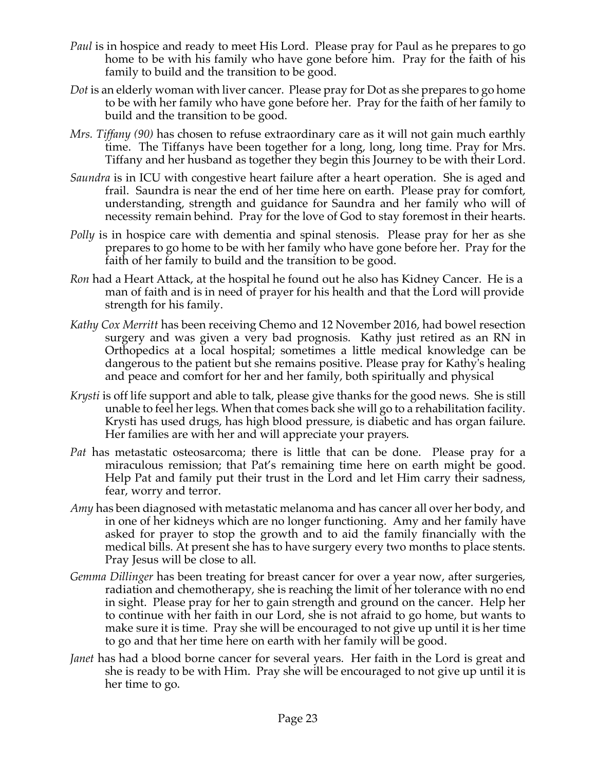*Paul* is in hospice and ready to meet His Lord. Please pray for Paul as he prepares to go home to be with his family who have gone before him. Pray for the faith of his family to build and the transition to be good.

*Dot* is an elderly woman with liver cancer. Please pray for Dot as she prepares to go home to be with her family who have gone before her. Pray for the faith of her family to build and the transition to be good.

*Mrs. Tiffany (90)* has chosen to refuse extraordinary care as it will not gain much earthly time. The Tiffanys have been together for a long, long, long time. Pray for Mrs. Tiffany and her husband as together they begin this Journey to be with their Lord.

*Saundra* is in ICU with congestive heart failure after a heart operation. She is aged and frail. Saundra is near the end of her time here on earth. Please pray for comfort, understanding, strength and guidance for Saundra and her family who will of necessity remain behind. Pray for the love of God to stay foremost in their hearts.

*Polly* is in hospice care with dementia and spinal stenosis. Please pray for her as she prepares to go home to be with her family who have gone before her. Pray for the faith of her family to build and the transition to be good.

*Ron* had a Heart Attack, at the hospital he found out he also has Kidney Cancer. He is a man of faith and is in need of prayer for his health and that the Lord will provide strength for his family.

*Kathy Cox Merritt* has been receiving Chemo and 12 November 2016, had bowel resection surgery and was given a very bad prognosis. Kathy just retired as an RN in Orthopedics at a local hospital; sometimes a little medical knowledge can be dangerous to the patient but she remains positive. Please pray for Kathy's healing and peace and comfort for her and her family, both spiritually and physical

*Krysti* is off life support and able to talk, please give thanks for the good news. She is still unable to feel her legs. When that comes back she will go to a rehabilitation facility. Krysti has used drugs, has high blood pressure, is diabetic and has organ failure. Her families are with her and will appreciate your prayers.

*Pat* has metastatic osteosarcoma; there is little that can be done. Please pray for a miraculous remission; that Pat's remaining time here on earth might be good. Help Pat and family put their trust in the Lord and let Him carry their sadness, fear, worry and terror.

*Amy* has been diagnosed with metastatic melanoma and has cancer all over her body, and in one of her kidneys which are no longer functioning. Amy and her family have asked for prayer to stop the growth and to aid the family financially with the medical bills. At present she has to have surgery every two months to place stents. Pray Jesus will be close to all.

*Gemma Dillinger* has been treating for breast cancer for over a year now, after surgeries, radiation and chemotherapy, she is reaching the limit of her tolerance with no end in sight. Please pray for her to gain strength and ground on the cancer. Help her to continue with her faith in our Lord, she is not afraid to go home, but wants to make sure it is time. Pray she will be encouraged to not give up until it is her time to go and that her time here on earth with her family will be good.

*Janet* has had a blood borne cancer for several years. Her faith in the Lord is great and she is ready to be with Him. Pray she will be encouraged to not give up until it is her time to go.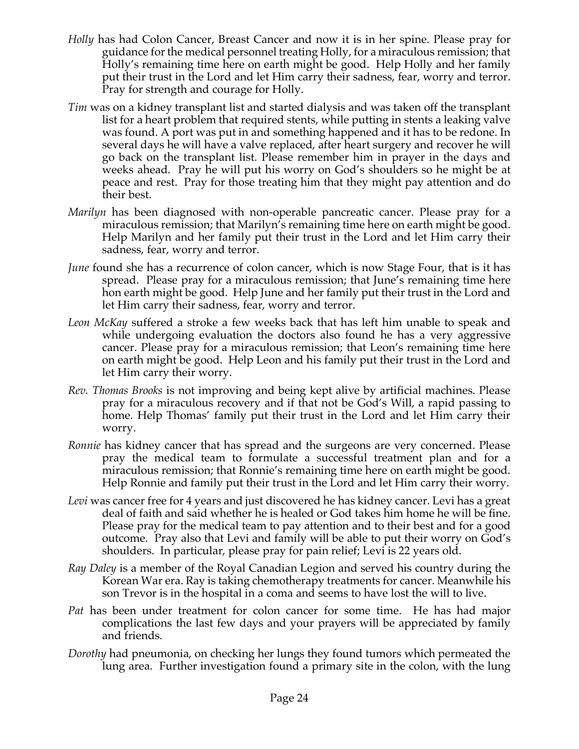*Holly* has had Colon Cancer, Breast Cancer and now it is in her spine. Please pray for guidance for the medical personnel treating Holly, for a miraculous remission; that Holly's remaining time here on earth might be good. Help Holly and her family put their trust in the Lord and let Him carry their sadness, fear, worry and terror. Pray for strength and courage for Holly.

*Tim* was on a kidney transplant list and started dialysis and was taken off the transplant list for a heart problem that required stents, while putting in stents a leaking valve was found. A port was put in and something happened and it has to be redone. In several days he will have a valve replaced, after heart surgery and recover he will go back on the transplant list. Please remember him in prayer in the days and weeks ahead. Pray he will put his worry on God's shoulders so he might be at peace and rest. Pray for those treating him that they might pay attention and do their best.

*Marilyn* has been diagnosed with non-operable pancreatic cancer. Please pray for a miraculous remission; that Marilyn's remaining time here on earth might be good. Help Marilyn and her family put their trust in the Lord and let Him carry their sadness, fear, worry and terror.

*June* found she has a recurrence of colon cancer, which is now Stage Four, that is it has spread. Please pray for a miraculous remission; that June's remaining time here hon earth might be good. Help June and her family put their trust in the Lord and let Him carry their sadness, fear, worry and terror.

*Leon McKay* suffered a stroke a few weeks back that has left him unable to speak and while undergoing evaluation the doctors also found he has a very aggressive cancer. Please pray for a miraculous remission; that Leon's remaining time here on earth might be good. Help Leon and his family put their trust in the Lord and let Him carry their worry.

*Rev. Thomas Brooks* is not improving and being kept alive by artificial machines. Please pray for a miraculous recovery and if that not be God's Will, a rapid passing to home. Help Thomas' family put their trust in the Lord and let Him carry their worry.

*Ronnie* has kidney cancer that has spread and the surgeons are very concerned. Please pray the medical team to formulate a successful treatment plan and for a miraculous remission; that Ronnie's remaining time here on earth might be good. Help Ronnie and family put their trust in the Lord and let Him carry their worry.

*Levi* was cancer free for 4 years and just discovered he has kidney cancer. Levi has a great deal of faith and said whether he is healed or God takes him home he will be fine. Please pray for the medical team to pay attention and to their best and for a good outcome. Pray also that Levi and family will be able to put their worry on God's shoulders. In particular, please pray for pain relief; Levi is 22 years old.

*Ray Daley* is a member of the Royal Canadian Legion and served his country during the Korean War era. Ray is taking chemotherapy treatments for cancer. Meanwhile his son Trevor is in the hospital in a coma and seems to have lost the will to live.

*Pat* has been under treatment for colon cancer for some time. He has had major complications the last few days and your prayers will be appreciated by family and friends.

*Dorothy* had pneumonia, on checking her lungs they found tumors which permeated the lung area. Further investigation found a primary site in the colon, with the lung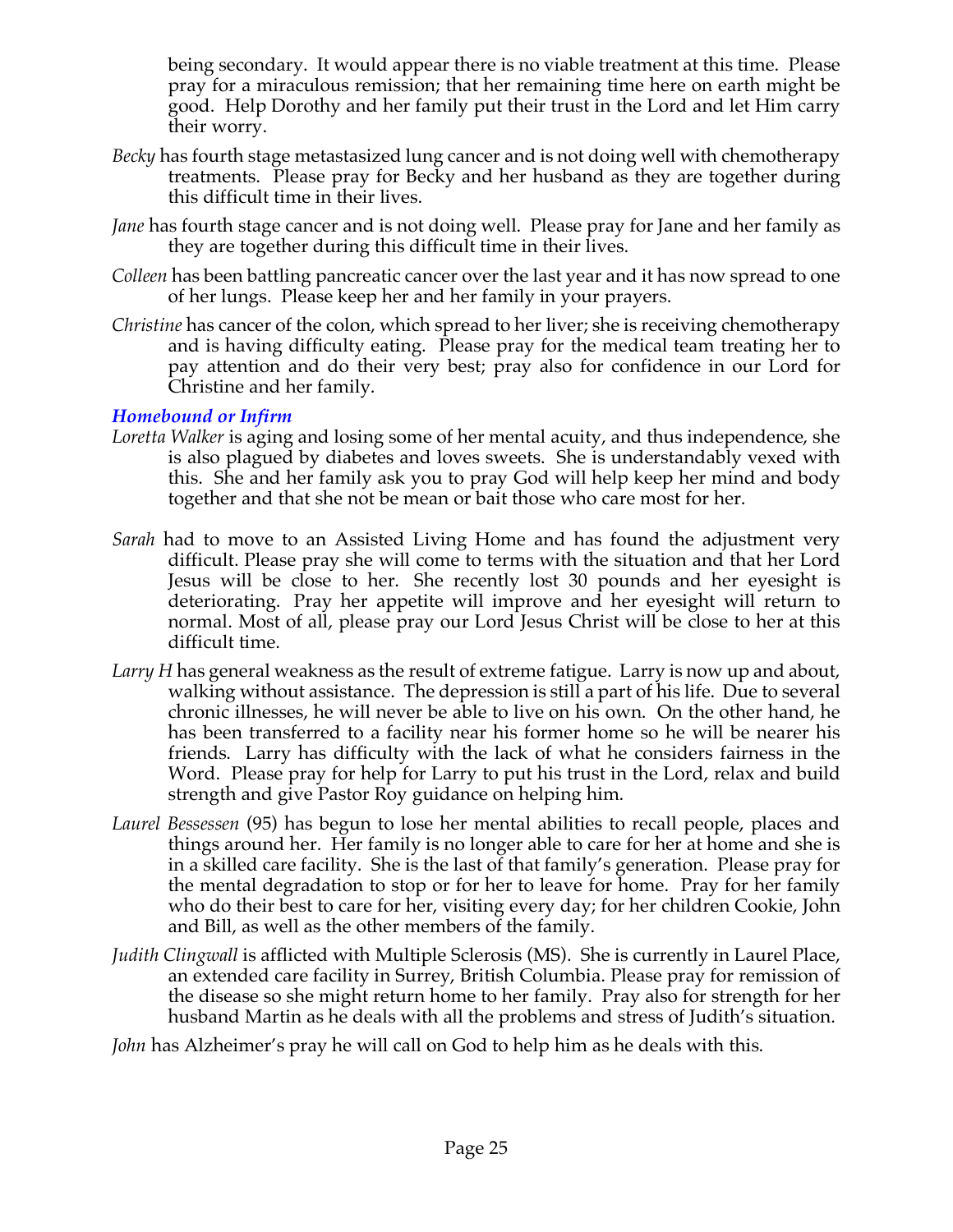being secondary. It would appear there is no viable treatment at this time. Please pray for a miraculous remission; that her remaining time here on earth might be good. Help Dorothy and her family put their trust in the Lord and let Him carry their worry.

*Becky* has fourth stage metastasized lung cancer and is not doing well with chemotherapy treatments. Please pray for Becky and her husband as they are together during this difficult time in their lives.

*Jane* has fourth stage cancer and is not doing well. Please pray for Jane and her family as they are together during this difficult time in their lives.

*Colleen* has been battling pancreatic cancer over the last year and it has now spread to one of her lungs. Please keep her and her family in your prayers.

*Christine* has cancer of the colon, which spread to her liver; she is receiving chemotherapy and is having difficulty eating. Please pray for the medical team treating her to pay attention and do their very best; pray also for confidence in our Lord for Christine and her family.

### *Homebound or Infirm*

*Loretta Walker* is aging and losing some of her mental acuity, and thus independence, she is also plagued by diabetes and loves sweets. She is understandably vexed with this. She and her family ask you to pray God will help keep her mind and body together and that she not be mean or bait those who care most for her.

*Sarah* had to move to an Assisted Living Home and has found the adjustment very difficult. Please pray she will come to terms with the situation and that her Lord Jesus will be close to her. She recently lost 30 pounds and her eyesight is deteriorating. Pray her appetite will improve and her eyesight will return to normal. Most of all, please pray our Lord Jesus Christ will be close to her at this difficult time.

*Larry H* has general weakness as the result of extreme fatigue. Larry is now up and about, walking without assistance. The depression is still a part of his life. Due to several chronic illnesses, he will never be able to live on his own. On the other hand, he has been transferred to a facility near his former home so he will be nearer his friends. Larry has difficulty with the lack of what he considers fairness in the Word. Please pray for help for Larry to put his trust in the Lord, relax and build strength and give Pastor Roy guidance on helping him.

*Laurel Bessessen* (95) has begun to lose her mental abilities to recall people, places and things around her. Her family is no longer able to care for her at home and she is in a skilled care facility. She is the last of that family's generation. Please pray for the mental degradation to stop or for her to leave for home. Pray for her family who do their best to care for her, visiting every day; for her children Cookie, John and Bill, as well as the other members of the family.

*Judith Clingwall* is afflicted with Multiple Sclerosis (MS). She is currently in Laurel Place, an extended care facility in Surrey, British Columbia. Please pray for remission of the disease so she might return home to her family. Pray also for strength for her husband Martin as he deals with all the problems and stress of Judith's situation.

*John* has Alzheimer's pray he will call on God to help him as he deals with this.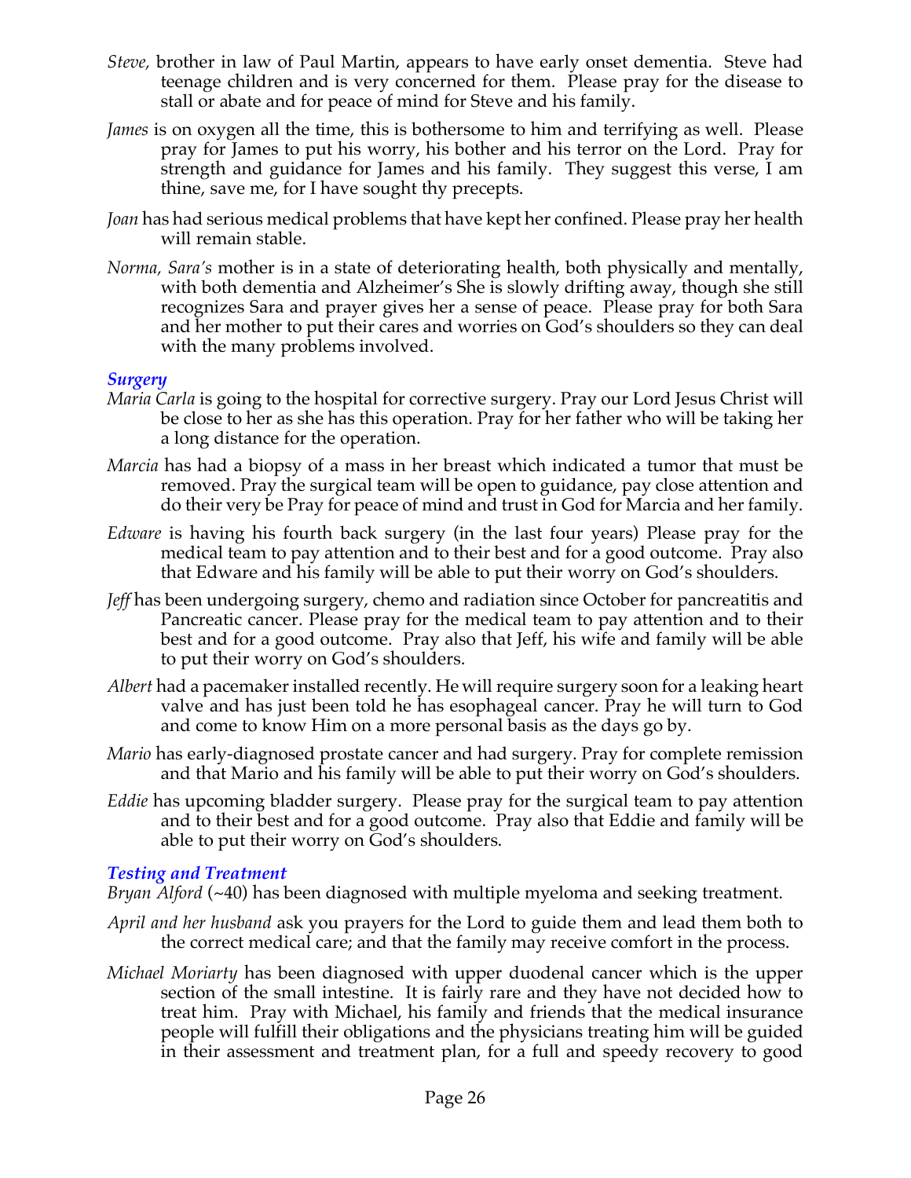*Steve,* brother in law of Paul Martin, appears to have early onset dementia. Steve had teenage children and is very concerned for them. Please pray for the disease to stall or abate and for peace of mind for Steve and his family.

*James* is on oxygen all the time, this is bothersome to him and terrifying as well. Please pray for James to put his worry, his bother and his terror on the Lord. Pray for strength and guidance for James and his family. They suggest this verse, I am thine, save me, for I have sought thy precepts.

*Joan* has had serious medical problems that have kept her confined. Please pray her health will remain stable.

*Norma, Sara's* mother is in a state of deteriorating health, both physically and mentally, with both dementia and Alzheimer's She is slowly drifting away, though she still recognizes Sara and prayer gives her a sense of peace. Please pray for both Sara and her mother to put their cares and worries on God's shoulders so they can deal with the many problems involved.

### *Surgery*

*Maria Carla* is going to the hospital for corrective surgery. Pray our Lord Jesus Christ will be close to her as she has this operation. Pray for her father who will be taking her a long distance for the operation.

*Marcia* has had a biopsy of a mass in her breast which indicated a tumor that must be removed. Pray the surgical team will be open to guidance, pay close attention and do their very be Pray for peace of mind and trust in God for Marcia and her family.

*Edware* is having his fourth back surgery (in the last four years) Please pray for the medical team to pay attention and to their best and for a good outcome. Pray also that Edware and his family will be able to put their worry on God's shoulders.

*Jeff* has been undergoing surgery, chemo and radiation since October for pancreatitis and Pancreatic cancer. Please pray for the medical team to pay attention and to their best and for a good outcome. Pray also that Jeff, his wife and family will be able to put their worry on God's shoulders.

*Albert* had a pacemaker installed recently. He will require surgery soon for a leaking heart valve and has just been told he has esophageal cancer. Pray he will turn to God and come to know Him on a more personal basis as the days go by.

*Mario* has early-diagnosed prostate cancer and had surgery. Pray for complete remission and that Mario and his family will be able to put their worry on God's shoulders.

*Eddie* has upcoming bladder surgery. Please pray for the surgical team to pay attention and to their best and for a good outcome. Pray also that Eddie and family will be able to put their worry on God's shoulders.

### *Testing and Treatment*

*Bryan Alford* (~40) has been diagnosed with multiple myeloma and seeking treatment.

*April and her husband* ask you prayers for the Lord to guide them and lead them both to the correct medical care; and that the family may receive comfort in the process.

*Michael Moriarty* has been diagnosed with upper duodenal cancer which is the upper section of the small intestine. It is fairly rare and they have not decided how to treat him. Pray with Michael, his family and friends that the medical insurance people will fulfill their obligations and the physicians treating him will be guided in their assessment and treatment plan, for a full and speedy recovery to good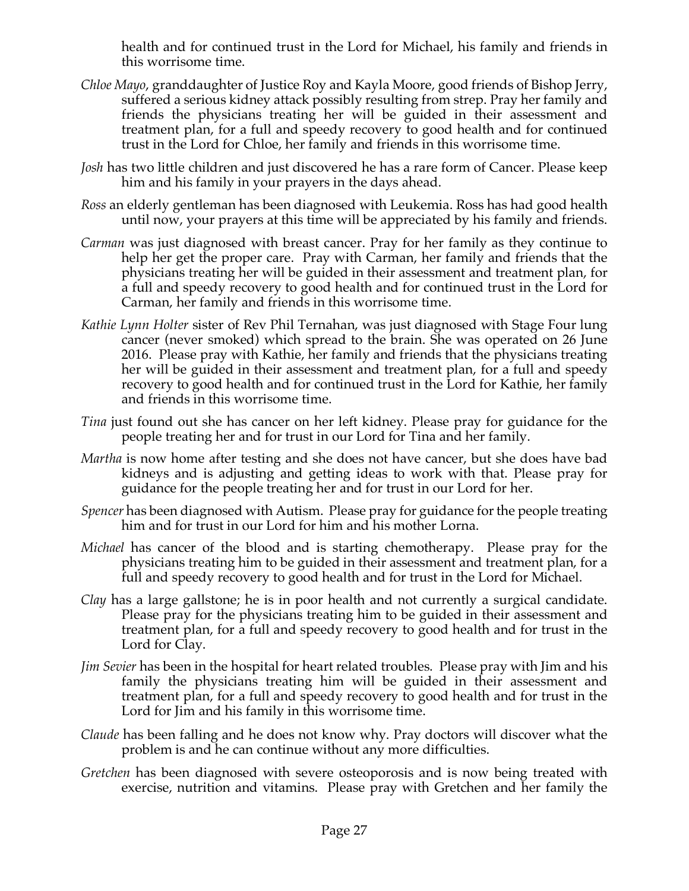health and for continued trust in the Lord for Michael, his family and friends in this worrisome time.

*Chloe Mayo*, granddaughter of Justice Roy and Kayla Moore, good friends of Bishop Jerry, suffered a serious kidney attack possibly resulting from strep. Pray her family and friends the physicians treating her will be guided in their assessment and treatment plan, for a full and speedy recovery to good health and for continued trust in the Lord for Chloe, her family and friends in this worrisome time.

*Josh* has two little children and just discovered he has a rare form of Cancer. Please keep him and his family in your prayers in the days ahead.

*Ross* an elderly gentleman has been diagnosed with Leukemia. Ross has had good health until now, your prayers at this time will be appreciated by his family and friends.

*Carman* was just diagnosed with breast cancer. Pray for her family as they continue to help her get the proper care. Pray with Carman, her family and friends that the physicians treating her will be guided in their assessment and treatment plan, for a full and speedy recovery to good health and for continued trust in the Lord for Carman, her family and friends in this worrisome time.

*Kathie Lynn Holter* sister of Rev Phil Ternahan, was just diagnosed with Stage Four lung cancer (never smoked) which spread to the brain. She was operated on 26 June 2016. Please pray with Kathie, her family and friends that the physicians treating her will be guided in their assessment and treatment plan, for a full and speedy recovery to good health and for continued trust in the Lord for Kathie, her family and friends in this worrisome time.

*Tina* just found out she has cancer on her left kidney. Please pray for guidance for the people treating her and for trust in our Lord for Tina and her family.

*Martha* is now home after testing and she does not have cancer, but she does have bad kidneys and is adjusting and getting ideas to work with that. Please pray for guidance for the people treating her and for trust in our Lord for her.

*Spencer* has been diagnosed with Autism. Please pray for guidance for the people treating him and for trust in our Lord for him and his mother Lorna.

*Michael* has cancer of the blood and is starting chemotherapy. Please pray for the physicians treating him to be guided in their assessment and treatment plan, for a full and speedy recovery to good health and for trust in the Lord for Michael.

*Clay* has a large gallstone; he is in poor health and not currently a surgical candidate. Please pray for the physicians treating him to be guided in their assessment and treatment plan, for a full and speedy recovery to good health and for trust in the Lord for Clay.

*Jim Sevier* has been in the hospital for heart related troubles. Please pray with Jim and his family the physicians treating him will be guided in their assessment and treatment plan, for a full and speedy recovery to good health and for trust in the Lord for Jim and his family in this worrisome time.

*Claude* has been falling and he does not know why. Pray doctors will discover what the problem is and he can continue without any more difficulties.

*Gretchen* has been diagnosed with severe osteoporosis and is now being treated with exercise, nutrition and vitamins. Please pray with Gretchen and her family the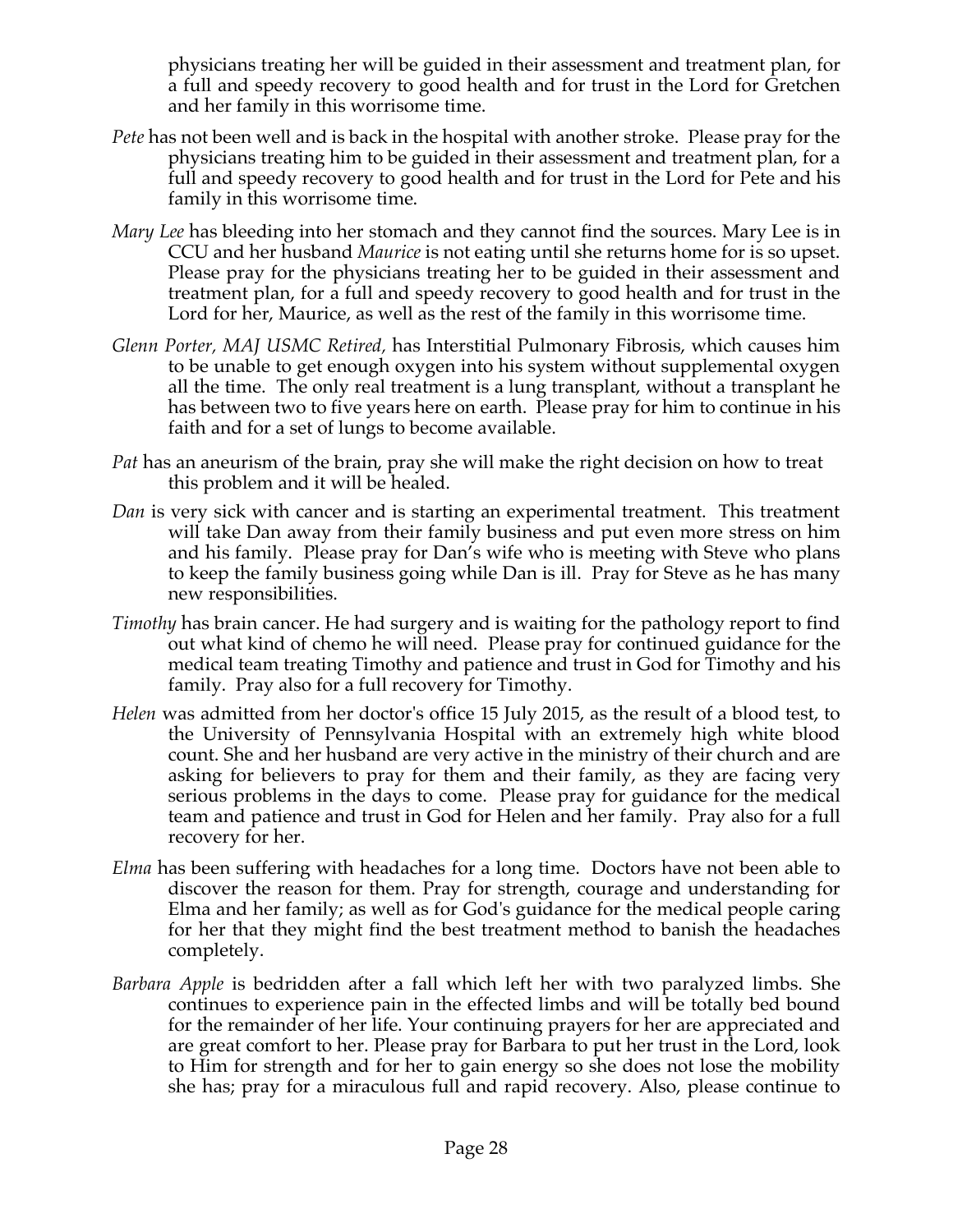physicians treating her will be guided in their assessment and treatment plan, for a full and speedy recovery to good health and for trust in the Lord for Gretchen and her family in this worrisome time.

*Pete* has not been well and is back in the hospital with another stroke. Please pray for the physicians treating him to be guided in their assessment and treatment plan, for a full and speedy recovery to good health and for trust in the Lord for Pete and his family in this worrisome time.

*Mary Lee* has bleeding into her stomach and they cannot find the sources. Mary Lee is in CCU and her husband *Maurice* is not eating until she returns home for is so upset. Please pray for the physicians treating her to be guided in their assessment and treatment plan, for a full and speedy recovery to good health and for trust in the Lord for her, Maurice, as well as the rest of the family in this worrisome time.

*Glenn Porter, MAJ USMC Retired,* has Interstitial Pulmonary Fibrosis, which causes him to be unable to get enough oxygen into his system without supplemental oxygen all the time. The only real treatment is a lung transplant, without a transplant he has between two to five years here on earth. Please pray for him to continue in his faith and for a set of lungs to become available.

*Pat* has an aneurism of the brain, pray she will make the right decision on how to treat this problem and it will be healed.

*Dan* is very sick with cancer and is starting an experimental treatment. This treatment will take Dan away from their family business and put even more stress on him and his family. Please pray for Dan's wife who is meeting with Steve who plans to keep the family business going while Dan is ill. Pray for Steve as he has many new responsibilities.

*Timothy* has brain cancer. He had surgery and is waiting for the pathology report to find out what kind of chemo he will need. Please pray for continued guidance for the medical team treating Timothy and patience and trust in God for Timothy and his family. Pray also for a full recovery for Timothy.

*Helen* was admitted from her doctor's office 15 July 2015, as the result of a blood test, to the University of Pennsylvania Hospital with an extremely high white blood count. She and her husband are very active in the ministry of their church and are asking for believers to pray for them and their family, as they are facing very serious problems in the days to come. Please pray for guidance for the medical team and patience and trust in God for Helen and her family. Pray also for a full recovery for her.

*Elma* has been suffering with headaches for a long time. Doctors have not been able to discover the reason for them. Pray for strength, courage and understanding for Elma and her family; as well as for God's guidance for the medical people caring for her that they might find the best treatment method to banish the headaches completely.

*Barbara Apple* is bedridden after a fall which left her with two paralyzed limbs. She continues to experience pain in the effected limbs and will be totally bed bound for the remainder of her life. Your continuing prayers for her are appreciated and are great comfort to her. Please pray for Barbara to put her trust in the Lord, look to Him for strength and for her to gain energy so she does not lose the mobility she has; pray for a miraculous full and rapid recovery. Also, please continue to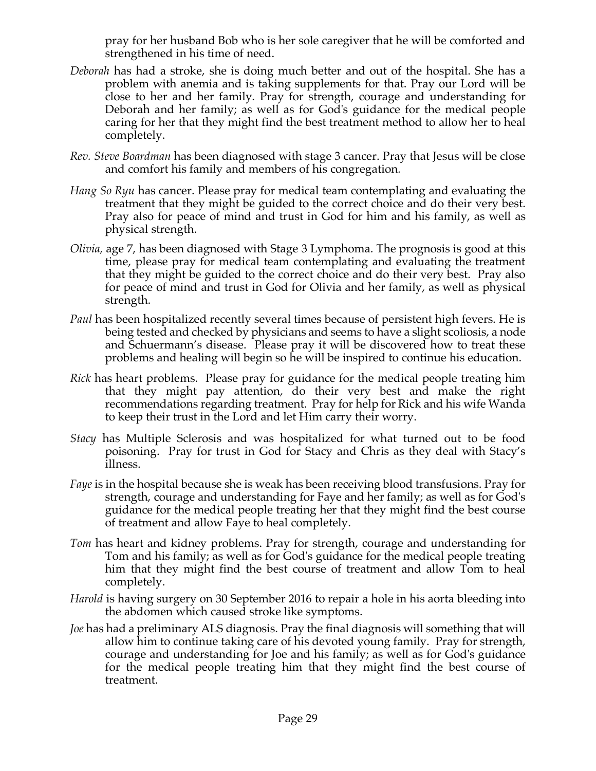pray for her husband Bob who is her sole caregiver that he will be comforted and strengthened in his time of need.

*Deborah* has had a stroke, she is doing much better and out of the hospital. She has a problem with anemia and is taking supplements for that. Pray our Lord will be close to her and her family. Pray for strength, courage and understanding for Deborah and her family; as well as for God's guidance for the medical people caring for her that they might find the best treatment method to allow her to heal completely.

*Rev. Steve Boardman* has been diagnosed with stage 3 cancer. Pray that Jesus will be close and comfort his family and members of his congregation.

*Hang So Ryu* has cancer. Please pray for medical team contemplating and evaluating the treatment that they might be guided to the correct choice and do their very best. Pray also for peace of mind and trust in God for him and his family, as well as physical strength.

*Olivia,* age 7, has been diagnosed with Stage 3 Lymphoma. The prognosis is good at this time, please pray for medical team contemplating and evaluating the treatment that they might be guided to the correct choice and do their very best. Pray also for peace of mind and trust in God for Olivia and her family, as well as physical strength.

*Paul* has been hospitalized recently several times because of persistent high fevers. He is being tested and checked by physicians and seems to have a slight scoliosis, a node and Schuermann's disease. Please pray it will be discovered how to treat these problems and healing will begin so he will be inspired to continue his education.

*Rick* has heart problems. Please pray for guidance for the medical people treating him that they might pay attention, do their very best and make the right recommendations regarding treatment. Pray for help for Rick and his wife Wanda to keep their trust in the Lord and let Him carry their worry.

*Stacy* has Multiple Sclerosis and was hospitalized for what turned out to be food poisoning. Pray for trust in God for Stacy and Chris as they deal with Stacy's illness.

*Faye* is in the hospital because she is weak has been receiving blood transfusions. Pray for strength, courage and understanding for Faye and her family; as well as for God's guidance for the medical people treating her that they might find the best course of treatment and allow Faye to heal completely.

*Tom* has heart and kidney problems. Pray for strength, courage and understanding for Tom and his family; as well as for God's guidance for the medical people treating him that they might find the best course of treatment and allow Tom to heal completely.

*Harold* is having surgery on 30 September 2016 to repair a hole in his aorta bleeding into the abdomen which caused stroke like symptoms.

*Joe* has had a preliminary ALS diagnosis. Pray the final diagnosis will something that will allow him to continue taking care of his devoted young family. Pray for strength, courage and understanding for Joe and his family; as well as for God's guidance for the medical people treating him that they might find the best course of treatment.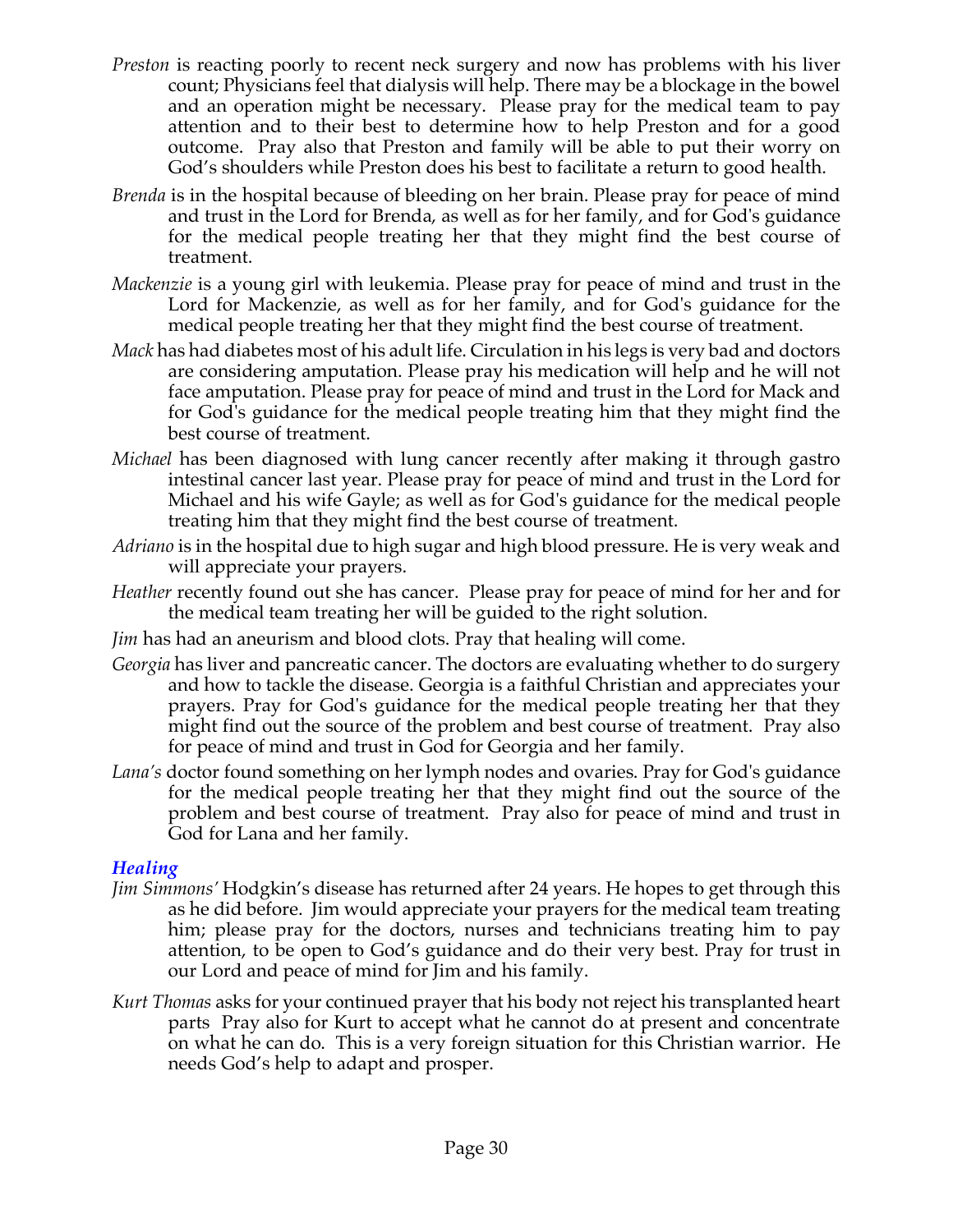*Preston* is reacting poorly to recent neck surgery and now has problems with his liver count; Physicians feel that dialysis will help. There may be a blockage in the bowel and an operation might be necessary. Please pray for the medical team to pay attention and to their best to determine how to help Preston and for a good outcome. Pray also that Preston and family will be able to put their worry on God's shoulders while Preston does his best to facilitate a return to good health.

*Brenda* is in the hospital because of bleeding on her brain. Please pray for peace of mind and trust in the Lord for Brenda, as well as for her family, and for God's guidance for the medical people treating her that they might find the best course of treatment.

*Mackenzie* is a young girl with leukemia. Please pray for peace of mind and trust in the Lord for Mackenzie, as well as for her family, and for God's guidance for the medical people treating her that they might find the best course of treatment.

*Mack* has had diabetes most of his adult life. Circulation in his legs is very bad and doctors are considering amputation. Please pray his medication will help and he will not face amputation. Please pray for peace of mind and trust in the Lord for Mack and for God's guidance for the medical people treating him that they might find the best course of treatment.

*Michael* has been diagnosed with lung cancer recently after making it through gastro intestinal cancer last year. Please pray for peace of mind and trust in the Lord for Michael and his wife Gayle; as well as for God's guidance for the medical people treating him that they might find the best course of treatment.

*Adriano* is in the hospital due to high sugar and high blood pressure. He is very weak and will appreciate your prayers.

*Heather* recently found out she has cancer. Please pray for peace of mind for her and for the medical team treating her will be guided to the right solution.

*Jim* has had an aneurism and blood clots. Pray that healing will come.

*Georgia* has liver and pancreatic cancer. The doctors are evaluating whether to do surgery and how to tackle the disease. Georgia is a faithful Christian and appreciates your prayers. Pray for God's guidance for the medical people treating her that they might find out the source of the problem and best course of treatment. Pray also for peace of mind and trust in God for Georgia and her family.

*Lana's* doctor found something on her lymph nodes and ovaries. Pray for God's guidance for the medical people treating her that they might find out the source of the problem and best course of treatment. Pray also for peace of mind and trust in God for Lana and her family.

### *Healing*

*Jim Simmons'* Hodgkin's disease has returned after 24 years. He hopes to get through this as he did before. Jim would appreciate your prayers for the medical team treating him; please pray for the doctors, nurses and technicians treating him to pay attention, to be open to God's guidance and do their very best. Pray for trust in our Lord and peace of mind for Jim and his family.

*Kurt Thomas* asks for your continued prayer that his body not reject his transplanted heart parts Pray also for Kurt to accept what he cannot do at present and concentrate on what he can do. This is a very foreign situation for this Christian warrior. He needs God's help to adapt and prosper.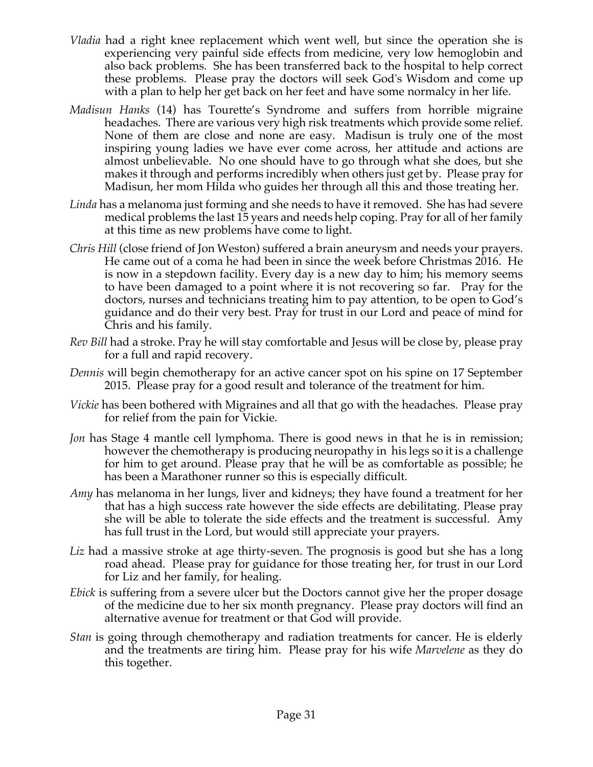*Vladia* had a right knee replacement which went well, but since the operation she is experiencing very painful side effects from medicine, very low hemoglobin and also back problems. She has been transferred back to the hospital to help correct these problems. Please pray the doctors will seek God's Wisdom and come up with a plan to help her get back on her feet and have some normalcy in her life.

*Madisun Hanks* (14) has Tourette's Syndrome and suffers from horrible migraine headaches. There are various very high risk treatments which provide some relief. None of them are close and none are easy. Madisun is truly one of the most inspiring young ladies we have ever come across, her attitude and actions are almost unbelievable. No one should have to go through what she does, but she makes it through and performs incredibly when others just get by. Please pray for Madisun, her mom Hilda who guides her through all this and those treating her.

*Linda* has a melanoma just forming and she needs to have it removed. She has had severe medical problems the last 15 years and needs help coping. Pray for all of her family at this time as new problems have come to light.

*Chris Hill* (close friend of Jon Weston) suffered a brain aneurysm and needs your prayers. He came out of a coma he had been in since the week before Christmas 2016. He is now in a stepdown facility. Every day is a new day to him; his memory seems to have been damaged to a point where it is not recovering so far. Pray for the doctors, nurses and technicians treating him to pay attention, to be open to God's guidance and do their very best. Pray for trust in our Lord and peace of mind for Chris and his family.

*Rev Bill* had a stroke. Pray he will stay comfortable and Jesus will be close by, please pray for a full and rapid recovery.

*Dennis* will begin chemotherapy for an active cancer spot on his spine on 17 September 2015. Please pray for a good result and tolerance of the treatment for him.

*Vickie* has been bothered with Migraines and all that go with the headaches. Please pray for relief from the pain for Vickie.

*Jon* has Stage 4 mantle cell lymphoma. There is good news in that he is in remission; however the chemotherapy is producing neuropathy in his legs so it is a challenge for him to get around. Please pray that he will be as comfortable as possible; he has been a Marathoner runner so this is especially difficult.

*Amy* has melanoma in her lungs, liver and kidneys; they have found a treatment for her that has a high success rate however the side effects are debilitating. Please pray she will be able to tolerate the side effects and the treatment is successful. Amy has full trust in the Lord, but would still appreciate your prayers.

*Liz* had a massive stroke at age thirty-seven. The prognosis is good but she has a long road ahead. Please pray for guidance for those treating her, for trust in our Lord for Liz and her family, for healing.

*Ebick* is suffering from a severe ulcer but the Doctors cannot give her the proper dosage of the medicine due to her six month pregnancy. Please pray doctors will find an alternative avenue for treatment or that God will provide.

*Stan* is going through chemotherapy and radiation treatments for cancer. He is elderly and the treatments are tiring him. Please pray for his wife *Marvelene* as they do this together.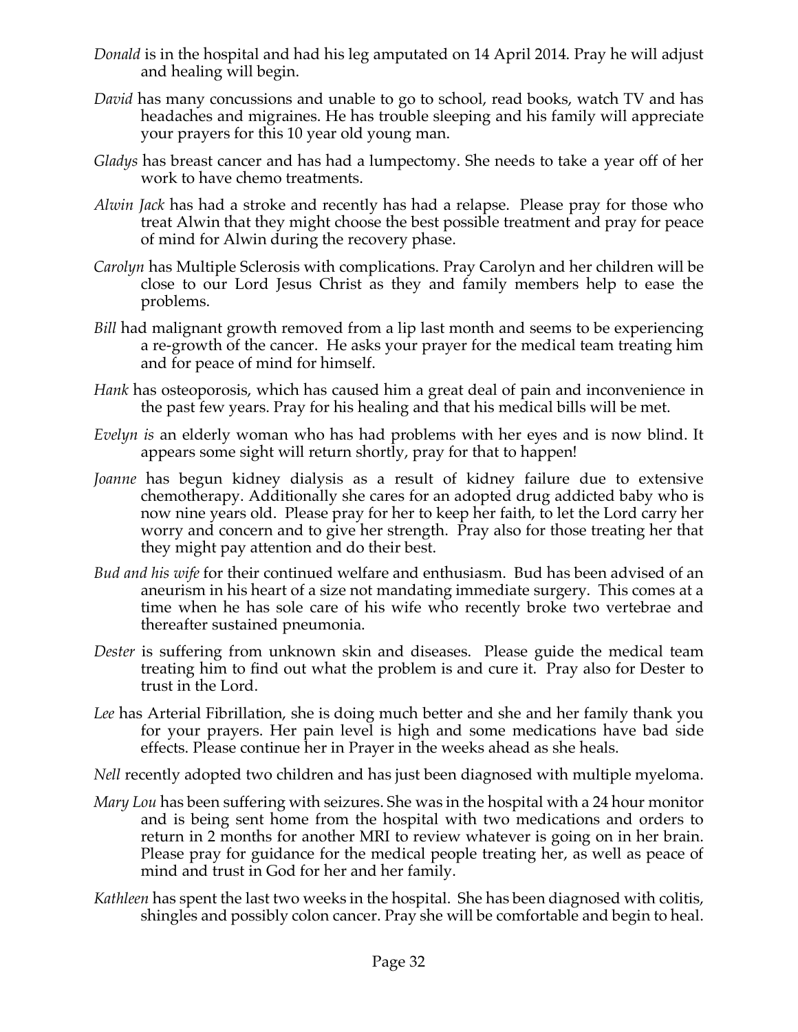*Donald* is in the hospital and had his leg amputated on 14 April 2014. Pray he will adjust and healing will begin.

*David* has many concussions and unable to go to school, read books, watch TV and has headaches and migraines. He has trouble sleeping and his family will appreciate your prayers for this 10 year old young man.

*Gladys* has breast cancer and has had a lumpectomy. She needs to take a year off of her work to have chemo treatments.

*Alwin Jack* has had a stroke and recently has had a relapse. Please pray for those who treat Alwin that they might choose the best possible treatment and pray for peace of mind for Alwin during the recovery phase.

*Carolyn* has Multiple Sclerosis with complications. Pray Carolyn and her children will be close to our Lord Jesus Christ as they and family members help to ease the problems.

*Bill* had malignant growth removed from a lip last month and seems to be experiencing a re-growth of the cancer. He asks your prayer for the medical team treating him and for peace of mind for himself.

*Hank* has osteoporosis, which has caused him a great deal of pain and inconvenience in the past few years. Pray for his healing and that his medical bills will be met.

*Evelyn is* an elderly woman who has had problems with her eyes and is now blind. It appears some sight will return shortly, pray for that to happen!

*Joanne* has begun kidney dialysis as a result of kidney failure due to extensive chemotherapy. Additionally she cares for an adopted drug addicted baby who is now nine years old. Please pray for her to keep her faith, to let the Lord carry her worry and concern and to give her strength. Pray also for those treating her that they might pay attention and do their best.

*Bud and his wife* for their continued welfare and enthusiasm. Bud has been advised of an aneurism in his heart of a size not mandating immediate surgery. This comes at a time when he has sole care of his wife who recently broke two vertebrae and thereafter sustained pneumonia.

*Dester* is suffering from unknown skin and diseases. Please guide the medical team treating him to find out what the problem is and cure it. Pray also for Dester to trust in the Lord.

*Lee* has Arterial Fibrillation, she is doing much better and she and her family thank you for your prayers. Her pain level is high and some medications have bad side effects. Please continue her in Prayer in the weeks ahead as she heals.

*Nell* recently adopted two children and has just been diagnosed with multiple myeloma.

*Mary Lou* has been suffering with seizures. She was in the hospital with a 24 hour monitor and is being sent home from the hospital with two medications and orders to return in 2 months for another MRI to review whatever is going on in her brain. Please pray for guidance for the medical people treating her, as well as peace of mind and trust in God for her and her family.

*Kathleen* has spent the last two weeks in the hospital. She has been diagnosed with colitis, shingles and possibly colon cancer. Pray she will be comfortable and begin to heal.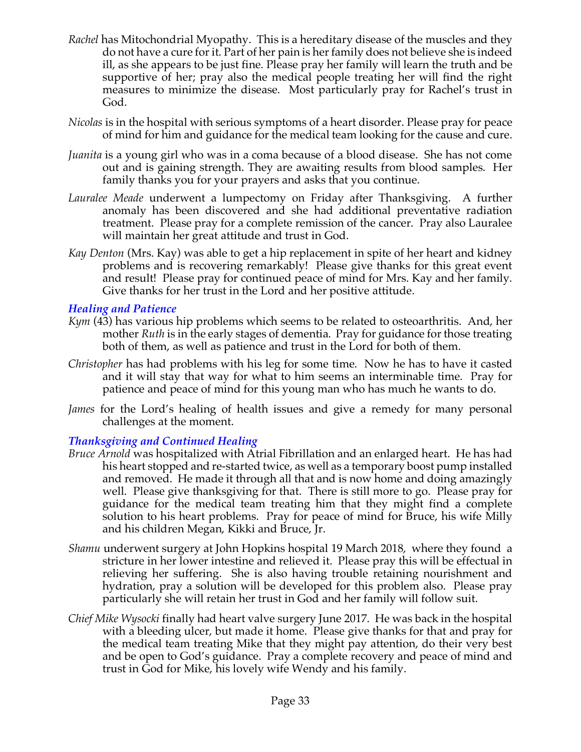*Rachel* has Mitochondrial Myopathy. This is a hereditary disease of the muscles and they do not have a cure for it. Part of her pain is her family does not believe she is indeed ill, as she appears to be just fine. Please pray her family will learn the truth and be supportive of her; pray also the medical people treating her will find the right measures to minimize the disease. Most particularly pray for Rachel's trust in God.

*Nicolas* is in the hospital with serious symptoms of a heart disorder. Please pray for peace of mind for him and guidance for the medical team looking for the cause and cure.

*Juanita* is a young girl who was in a coma because of a blood disease. She has not come out and is gaining strength. They are awaiting results from blood samples. Her family thanks you for your prayers and asks that you continue.

*Lauralee Meade* underwent a lumpectomy on Friday after Thanksgiving. A further anomaly has been discovered and she had additional preventative radiation treatment. Please pray for a complete remission of the cancer. Pray also Lauralee will maintain her great attitude and trust in God.

*Kay Denton* (Mrs. Kay) was able to get a hip replacement in spite of her heart and kidney problems and is recovering remarkably! Please give thanks for this great event and result! Please pray for continued peace of mind for Mrs. Kay and her family. Give thanks for her trust in the Lord and her positive attitude.

### *Healing and Patience*

*Kym* (43) has various hip problems which seems to be related to osteoarthritis. And, her mother *Ruth* is in the early stages of dementia. Pray for guidance for those treating both of them, as well as patience and trust in the Lord for both of them.

*Christopher* has had problems with his leg for some time. Now he has to have it casted and it will stay that way for what to him seems an interminable time. Pray for patience and peace of mind for this young man who has much he wants to do.

*James* for the Lord's healing of health issues and give a remedy for many personal challenges at the moment.

### *Thanksgiving and Continued Healing*

*Bruce Arnold* was hospitalized with Atrial Fibrillation and an enlarged heart. He has had his heart stopped and re-started twice, as well as a temporary boost pump installed and removed. He made it through all that and is now home and doing amazingly well. Please give thanksgiving for that. There is still more to go. Please pray for guidance for the medical team treating him that they might find a complete solution to his heart problems. Pray for peace of mind for Bruce, his wife Milly and his children Megan, Kikki and Bruce, Jr.

*Shamu* underwent surgery at John Hopkins hospital 19 March 2018, where they found a stricture in her lower intestine and relieved it. Please pray this will be effectual in relieving her suffering. She is also having trouble retaining nourishment and hydration, pray a solution will be developed for this problem also. Please pray particularly she will retain her trust in God and her family will follow suit.

*Chief Mike Wysocki* finally had heart valve surgery June 2017. He was back in the hospital with a bleeding ulcer, but made it home. Please give thanks for that and pray for the medical team treating Mike that they might pay attention, do their very best and be open to God's guidance. Pray a complete recovery and peace of mind and trust in God for Mike, his lovely wife Wendy and his family.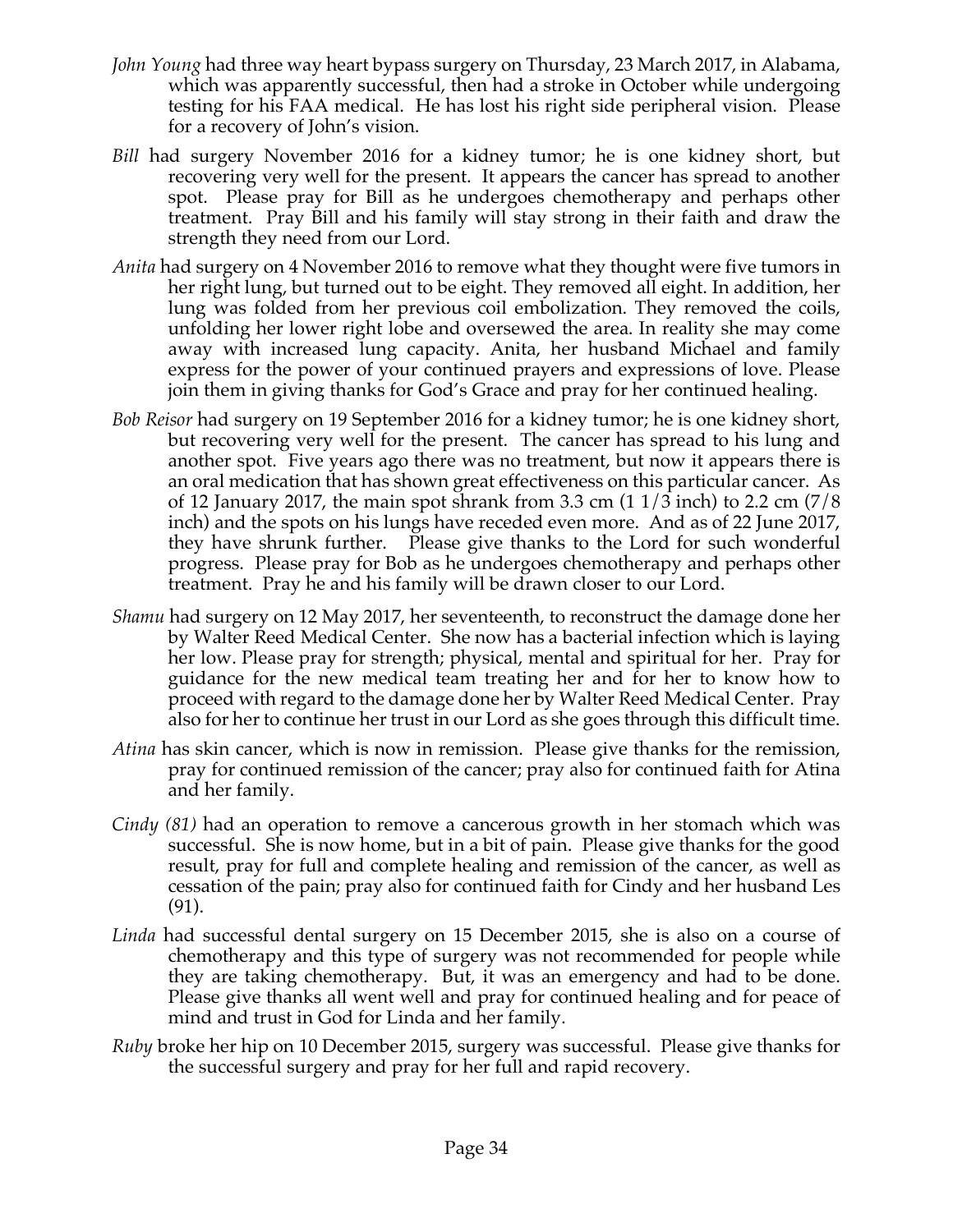*John Young* had three way heart bypass surgery on Thursday, 23 March 2017, in Alabama, which was apparently successful, then had a stroke in October while undergoing testing for his FAA medical. He has lost his right side peripheral vision. Please for a recovery of John's vision.

*Bill* had surgery November 2016 for a kidney tumor; he is one kidney short, but recovering very well for the present. It appears the cancer has spread to another spot. Please pray for Bill as he undergoes chemotherapy and perhaps other treatment. Pray Bill and his family will stay strong in their faith and draw the strength they need from our Lord.

*Anita* had surgery on 4 November 2016 to remove what they thought were five tumors in her right lung, but turned out to be eight. They removed all eight. In addition, her lung was folded from her previous coil embolization. They removed the coils, unfolding her lower right lobe and oversewed the area. In reality she may come away with increased lung capacity. Anita, her husband Michael and family express for the power of your continued prayers and expressions of love. Please join them in giving thanks for God's Grace and pray for her continued healing.

*Bob Reisor* had surgery on 19 September 2016 for a kidney tumor; he is one kidney short, but recovering very well for the present. The cancer has spread to his lung and another spot. Five years ago there was no treatment, but now it appears there is an oral medication that has shown great effectiveness on this particular cancer. As of 12 January 2017, the main spot shrank from 3.3 cm (1 1/3 inch) to 2.2 cm (7/8 inch) and the spots on his lungs have receded even more. And as of 22 June 2017, they have shrunk further. Please give thanks to the Lord for such wonderful progress. Please pray for Bob as he undergoes chemotherapy and perhaps other treatment. Pray he and his family will be drawn closer to our Lord.

*Shamu* had surgery on 12 May 2017, her seventeenth, to reconstruct the damage done her by Walter Reed Medical Center. She now has a bacterial infection which is laying her low. Please pray for strength; physical, mental and spiritual for her. Pray for guidance for the new medical team treating her and for her to know how to proceed with regard to the damage done her by Walter Reed Medical Center. Pray also for her to continue her trust in our Lord as she goes through this difficult time.

*Atina* has skin cancer, which is now in remission. Please give thanks for the remission, pray for continued remission of the cancer; pray also for continued faith for Atina and her family.

*Cindy (81)* had an operation to remove a cancerous growth in her stomach which was successful. She is now home, but in a bit of pain. Please give thanks for the good result, pray for full and complete healing and remission of the cancer, as well as cessation of the pain; pray also for continued faith for Cindy and her husband Les (91).

*Linda* had successful dental surgery on 15 December 2015, she is also on a course of chemotherapy and this type of surgery was not recommended for people while they are taking chemotherapy. But, it was an emergency and had to be done. Please give thanks all went well and pray for continued healing and for peace of mind and trust in God for Linda and her family.

*Ruby* broke her hip on 10 December 2015, surgery was successful. Please give thanks for the successful surgery and pray for her full and rapid recovery.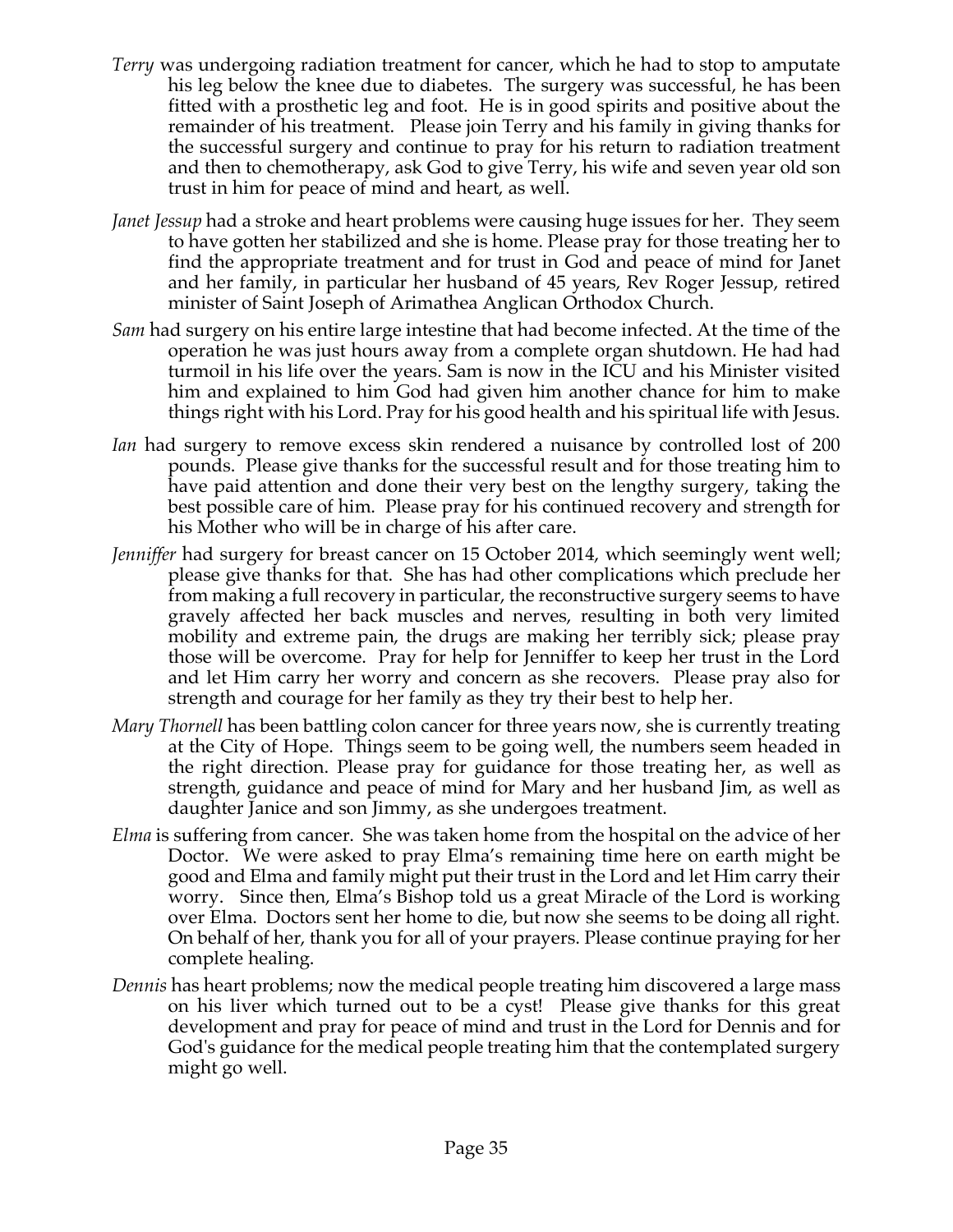*Terry* was undergoing radiation treatment for cancer, which he had to stop to amputate his leg below the knee due to diabetes. The surgery was successful, he has been fitted with a prosthetic leg and foot. He is in good spirits and positive about the remainder of his treatment. Please join Terry and his family in giving thanks for the successful surgery and continue to pray for his return to radiation treatment and then to chemotherapy, ask God to give Terry, his wife and seven year old son trust in him for peace of mind and heart, as well.

*Janet Jessup* had a stroke and heart problems were causing huge issues for her. They seem to have gotten her stabilized and she is home. Please pray for those treating her to find the appropriate treatment and for trust in God and peace of mind for Janet and her family, in particular her husband of 45 years, Rev Roger Jessup, retired minister of Saint Joseph of Arimathea Anglican Orthodox Church.

*Sam* had surgery on his entire large intestine that had become infected. At the time of the operation he was just hours away from a complete organ shutdown. He had had turmoil in his life over the years. Sam is now in the ICU and his Minister visited him and explained to him God had given him another chance for him to make things right with his Lord. Pray for his good health and his spiritual life with Jesus.

*Ian* had surgery to remove excess skin rendered a nuisance by controlled lost of 200 pounds. Please give thanks for the successful result and for those treating him to have paid attention and done their very best on the lengthy surgery, taking the best possible care of him. Please pray for his continued recovery and strength for his Mother who will be in charge of his after care.

*Jenniffer* had surgery for breast cancer on 15 October 2014, which seemingly went well; please give thanks for that. She has had other complications which preclude her from making a full recovery in particular, the reconstructive surgery seems to have gravely affected her back muscles and nerves, resulting in both very limited mobility and extreme pain, the drugs are making her terribly sick; please pray those will be overcome. Pray for help for Jenniffer to keep her trust in the Lord and let Him carry her worry and concern as she recovers. Please pray also for strength and courage for her family as they try their best to help her.

*Mary Thornell* has been battling colon cancer for three years now, she is currently treating at the City of Hope. Things seem to be going well, the numbers seem headed in the right direction. Please pray for guidance for those treating her, as well as strength, guidance and peace of mind for Mary and her husband Jim, as well as daughter Janice and son Jimmy, as she undergoes treatment.

*Elma* is suffering from cancer. She was taken home from the hospital on the advice of her Doctor. We were asked to pray Elma's remaining time here on earth might be good and Elma and family might put their trust in the Lord and let Him carry their worry. Since then, Elma's Bishop told us a great Miracle of the Lord is working over Elma. Doctors sent her home to die, but now she seems to be doing all right. On behalf of her, thank you for all of your prayers. Please continue praying for her complete healing.

*Dennis* has heart problems; now the medical people treating him discovered a large mass on his liver which turned out to be a cyst! Please give thanks for this great development and pray for peace of mind and trust in the Lord for Dennis and for God's guidance for the medical people treating him that the contemplated surgery might go well.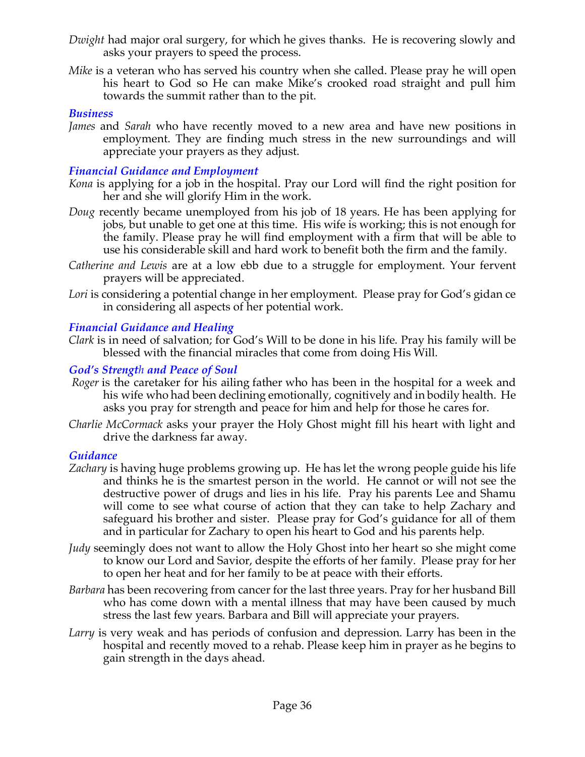*Dwight* had major oral surgery, for which he gives thanks. He is recovering slowly and asks your prayers to speed the process.

*Mike* is a veteran who has served his country when she called. Please pray he will open his heart to God so He can make Mike's crooked road straight and pull him towards the summit rather than to the pit.

### *Business*

*James* and *Sarah* who have recently moved to a new area and have new positions in employment. They are finding much stress in the new surroundings and will appreciate your prayers as they adjust.

### *Financial Guidance and Employment*

*Kona* is applying for a job in the hospital. Pray our Lord will find the right position for her and she will glorify Him in the work.

*Doug* recently became unemployed from his job of 18 years. He has been applying for jobs, but unable to get one at this time. His wife is working; this is not enough for the family. Please pray he will find employment with a firm that will be able to use his considerable skill and hard work to benefit both the firm and the family.

*Catherine and Lewis* are at a low ebb due to a struggle for employment. Your fervent prayers will be appreciated.

*Lori* is considering a potential change in her employment. Please pray for God's gidan ce in considering all aspects of her potential work.

### *Financial Guidance and Healing*

*Clark* is in need of salvation; for God's Will to be done in his life. Pray his family will be blessed with the financial miracles that come from doing His Will.

### *God's Strength and Peace of Soul*

*Roger* is the caretaker for his ailing father who has been in the hospital for a week and his wife who had been declining emotionally, cognitively and in bodily health. He asks you pray for strength and peace for him and help for those he cares for.

*Charlie McCormack* asks your prayer the Holy Ghost might fill his heart with light and drive the darkness far away.

### *Guidance*

*Zachary* is having huge problems growing up. He has let the wrong people guide his life and thinks he is the smartest person in the world. He cannot or will not see the destructive power of drugs and lies in his life. Pray his parents Lee and Shamu will come to see what course of action that they can take to help Zachary and safeguard his brother and sister. Please pray for God's guidance for all of them and in particular for Zachary to open his heart to God and his parents help.

*Judy* seemingly does not want to allow the Holy Ghost into her heart so she might come to know our Lord and Savior, despite the efforts of her family. Please pray for her to open her heat and for her family to be at peace with their efforts.

*Barbara* has been recovering from cancer for the last three years. Pray for her husband Bill who has come down with a mental illness that may have been caused by much stress the last few years. Barbara and Bill will appreciate your prayers.

*Larry* is very weak and has periods of confusion and depression. Larry has been in the hospital and recently moved to a rehab. Please keep him in prayer as he begins to gain strength in the days ahead.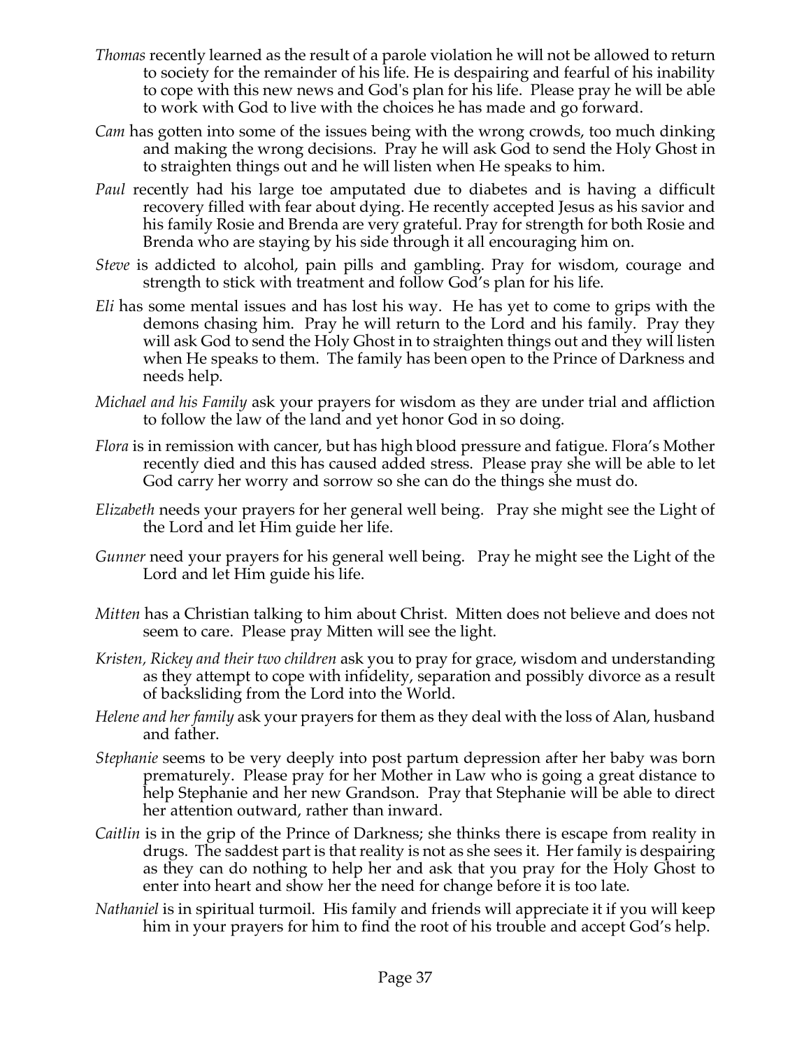*Thomas* recently learned as the result of a parole violation he will not be allowed to return to society for the remainder of his life. He is despairing and fearful of his inability to cope with this new news and God's plan for his life. Please pray he will be able to work with God to live with the choices he has made and go forward.

*Cam* has gotten into some of the issues being with the wrong crowds, too much dinking and making the wrong decisions. Pray he will ask God to send the Holy Ghost in to straighten things out and he will listen when He speaks to him.

*Paul* recently had his large toe amputated due to diabetes and is having a difficult recovery filled with fear about dying. He recently accepted Jesus as his savior and his family Rosie and Brenda are very grateful. Pray for strength for both Rosie and Brenda who are staying by his side through it all encouraging him on.

*Steve* is addicted to alcohol, pain pills and gambling. Pray for wisdom, courage and strength to stick with treatment and follow God's plan for his life.

*Eli* has some mental issues and has lost his way. He has yet to come to grips with the demons chasing him. Pray he will return to the Lord and his family. Pray they will ask God to send the Holy Ghost in to straighten things out and they will listen when He speaks to them. The family has been open to the Prince of Darkness and needs help.

*Michael and his Family* ask your prayers for wisdom as they are under trial and affliction to follow the law of the land and yet honor God in so doing.

*Flora* is in remission with cancer, but has high blood pressure and fatigue. Flora's Mother recently died and this has caused added stress. Please pray she will be able to let God carry her worry and sorrow so she can do the things she must do.

*Elizabeth* needs your prayers for her general well being. Pray she might see the Light of the Lord and let Him guide her life.

*Gunner* need your prayers for his general well being. Pray he might see the Light of the Lord and let Him guide his life.

*Mitten* has a Christian talking to him about Christ. Mitten does not believe and does not seem to care. Please pray Mitten will see the light.

*Kristen, Rickey and their two children* ask you to pray for grace, wisdom and understanding as they attempt to cope with infidelity, separation and possibly divorce as a result of backsliding from the Lord into the World.

*Helene and her family* ask your prayers for them as they deal with the loss of Alan, husband and father.

*Stephanie* seems to be very deeply into post partum depression after her baby was born prematurely. Please pray for her Mother in Law who is going a great distance to help Stephanie and her new Grandson. Pray that Stephanie will be able to direct her attention outward, rather than inward.

*Caitlin* is in the grip of the Prince of Darkness; she thinks there is escape from reality in drugs. The saddest part is that reality is not as she sees it. Her family is despairing as they can do nothing to help her and ask that you pray for the Holy Ghost to enter into heart and show her the need for change before it is too late.

*Nathaniel* is in spiritual turmoil. His family and friends will appreciate it if you will keep him in your prayers for him to find the root of his trouble and accept God's help.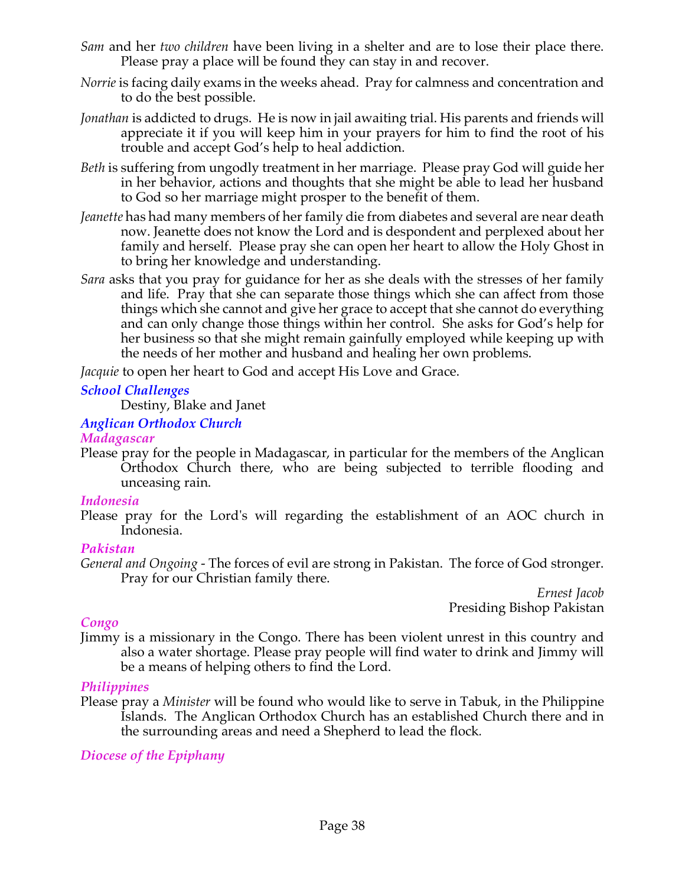*Sam* and her *two children* have been living in a shelter and are to lose their place there. Please pray a place will be found they can stay in and recover.

*Norrie* is facing daily exams in the weeks ahead. Pray for calmness and concentration and to do the best possible.

*Jonathan* is addicted to drugs. He is now in jail awaiting trial. His parents and friends will appreciate it if you will keep him in your prayers for him to find the root of his trouble and accept God's help to heal addiction.

*Beth* is suffering from ungodly treatment in her marriage. Please pray God will guide her in her behavior, actions and thoughts that she might be able to lead her husband to God so her marriage might prosper to the benefit of them.

*Jeanette* has had many members of her family die from diabetes and several are near death now. Jeanette does not know the Lord and is despondent and perplexed about her family and herself. Please pray she can open her heart to allow the Holy Ghost in to bring her knowledge and understanding.

*Sara* asks that you pray for guidance for her as she deals with the stresses of her family and life. Pray that she can separate those things which she can affect from those things which she cannot and give her grace to accept that she cannot do everything and can only change those things within her control. She asks for God's help for her business so that she might remain gainfully employed while keeping up with the needs of her mother and husband and healing her own problems.

*Jacquie* to open her heart to God and accept His Love and Grace.

### *School Challenges*

Destiny, Blake and Janet

### *Anglican Orthodox Church*

#### *Madagascar*

Please pray for the people in Madagascar, in particular for the members of the Anglican Orthodox Church there, who are being subjected to terrible flooding and unceasing rain.

#### *Indonesia*

Please pray for the Lord's will regarding the establishment of an AOC church in Indonesia.

#### *Pakistan*

*General and Ongoing* - The forces of evil are strong in Pakistan. The force of God stronger. Pray for our Christian family there.

*Ernest Jacob*
Presiding Bishop Pakistan

#### *Congo*

Jimmy is a missionary in the Congo. There has been violent unrest in this country and also a water shortage. Please pray people will find water to drink and Jimmy will be a means of helping others to find the Lord.

#### *Philippines*

Please pray a *Minister* will be found who would like to serve in Tabuk, in the Philippine Islands. The Anglican Orthodox Church has an established Church there and in the surrounding areas and need a Shepherd to lead the flock.

### *Diocese of the Epiphany*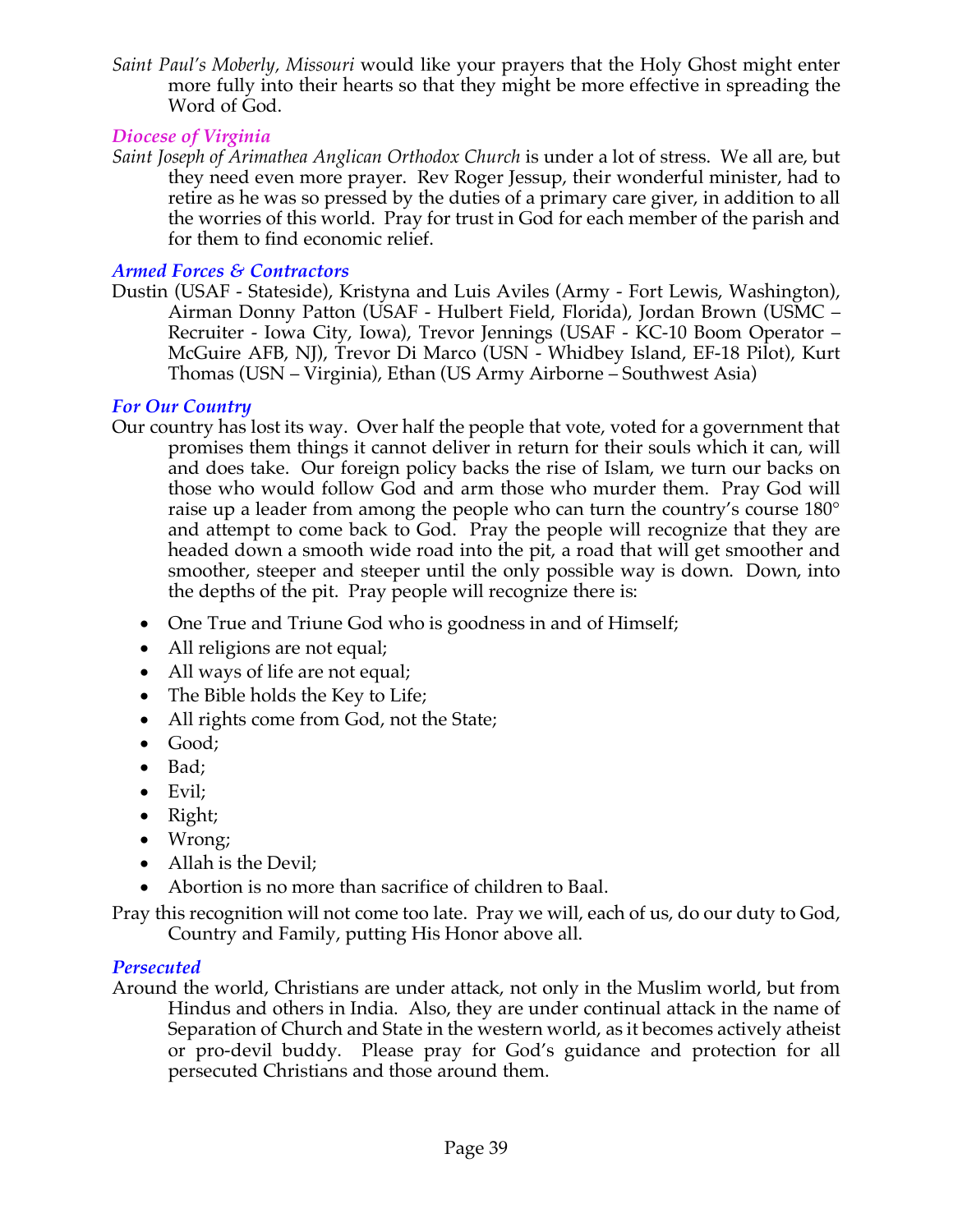*Saint Paul's Moberly, Missouri* would like your prayers that the Holy Ghost might enter more fully into their hearts so that they might be more effective in spreading the Word of God.

### *Diocese of Virginia*

*Saint Joseph of Arimathea Anglican Orthodox Church* is under a lot of stress. We all are, but they need even more prayer. Rev Roger Jessup, their wonderful minister, had to retire as he was so pressed by the duties of a primary care giver, in addition to all the worries of this world. Pray for trust in God for each member of the parish and for them to find economic relief.

### *Armed Forces & Contractors*

Dustin (USAF - Stateside), Kristyna and Luis Aviles (Army - Fort Lewis, Washington), Airman Donny Patton (USAF - Hulbert Field, Florida), Jordan Brown (USMC – Recruiter - Iowa City, Iowa), Trevor Jennings (USAF - KC-10 Boom Operator – McGuire AFB, NJ), Trevor Di Marco (USN - Whidbey Island, EF-18 Pilot), Kurt Thomas (USN – Virginia), Ethan (US Army Airborne – Southwest Asia)

### *For Our Country*

Our country has lost its way. Over half the people that vote, voted for a government that promises them things it cannot deliver in return for their souls which it can, will and does take. Our foreign policy backs the rise of Islam, we turn our backs on those who would follow God and arm those who murder them. Pray God will raise up a leader from among the people who can turn the country's course 180° and attempt to come back to God. Pray the people will recognize that they are headed down a smooth wide road into the pit, a road that will get smoother and smoother, steeper and steeper until the only possible way is down. Down, into the depths of the pit. Pray people will recognize there is:

- One True and Triune God who is goodness in and of Himself;
- All religions are not equal;
- All ways of life are not equal;
- The Bible holds the Key to Life;
- All rights come from God, not the State;
- Good;
- Bad;
- Evil;
- Right;
- Wrong;
- Allah is the Devil;
- Abortion is no more than sacrifice of children to Baal.

Pray this recognition will not come too late. Pray we will, each of us, do our duty to God, Country and Family, putting His Honor above all.

### *Persecuted*

Around the world, Christians are under attack, not only in the Muslim world, but from Hindus and others in India. Also, they are under continual attack in the name of Separation of Church and State in the western world, as it becomes actively atheist or pro-devil buddy. Please pray for God's guidance and protection for all persecuted Christians and those around them.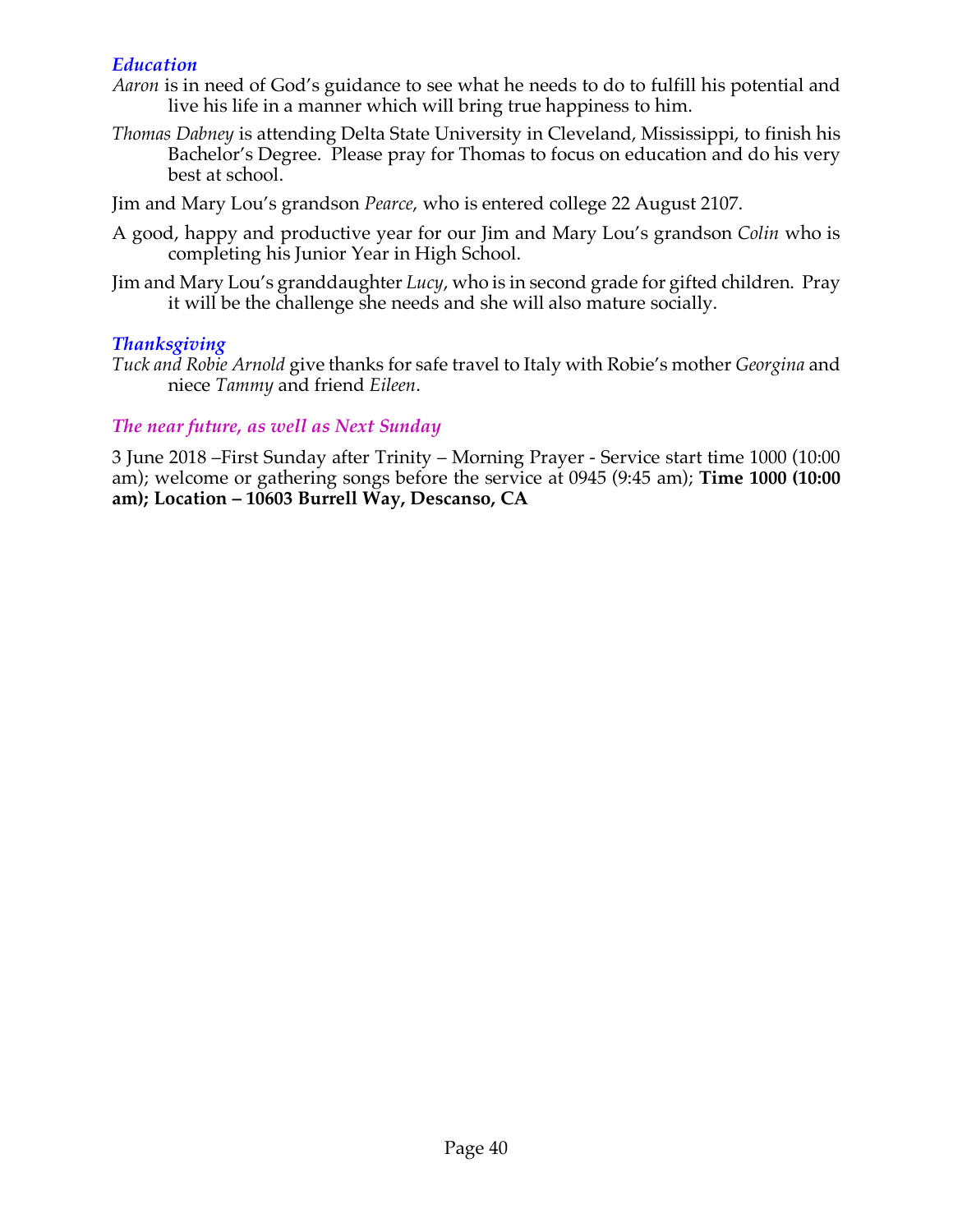### *Education*

*Aaron* is in need of God's guidance to see what he needs to do to fulfill his potential and live his life in a manner which will bring true happiness to him.

*Thomas Dabney* is attending Delta State University in Cleveland, Mississippi, to finish his Bachelor's Degree. Please pray for Thomas to focus on education and do his very best at school.

Jim and Mary Lou's grandson *Pearce*, who is entered college 22 August 2107.

A good, happy and productive year for our Jim and Mary Lou's grandson *Colin* who is completing his Junior Year in High School.

Jim and Mary Lou's granddaughter *Lucy*, who is in second grade for gifted children. Pray it will be the challenge she needs and she will also mature socially.

### *Thanksgiving*

*Tuck and Robie Arnold* give thanks for safe travel to Italy with Robie's mother *Georgina* and niece *Tammy* and friend *Eileen*.

### *The near future, as well as Next Sunday*

3 June 2018 –First Sunday after Trinity – Morning Prayer - Service start time 1000 (10:00 am); welcome or gathering songs before the service at 0945 (9:45 am); **Time 1000 (10:00 am); Location – 10603 Burrell Way, Descanso, CA**